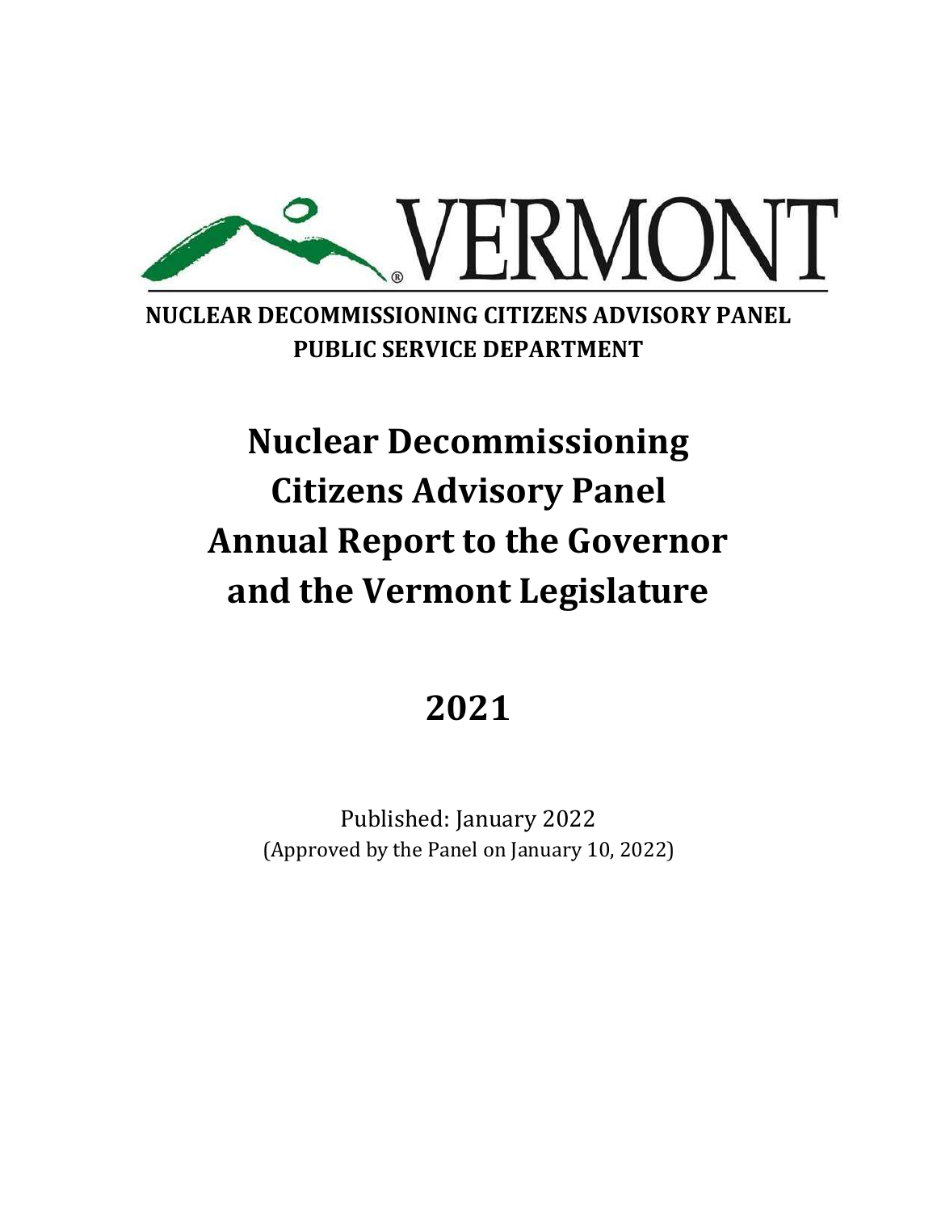VERMONT

**NUCLEAR DECOMMISSIONING CITIZENS ADVISORY PANEL**
**PUBLIC SERVICE DEPARTMENT**

# Nuclear Decommissioning Citizens Advisory Panel Annual Report to the Governor and the Vermont Legislature

# 2021

Published: January 2022
(Approved by the Panel on January 10, 2022)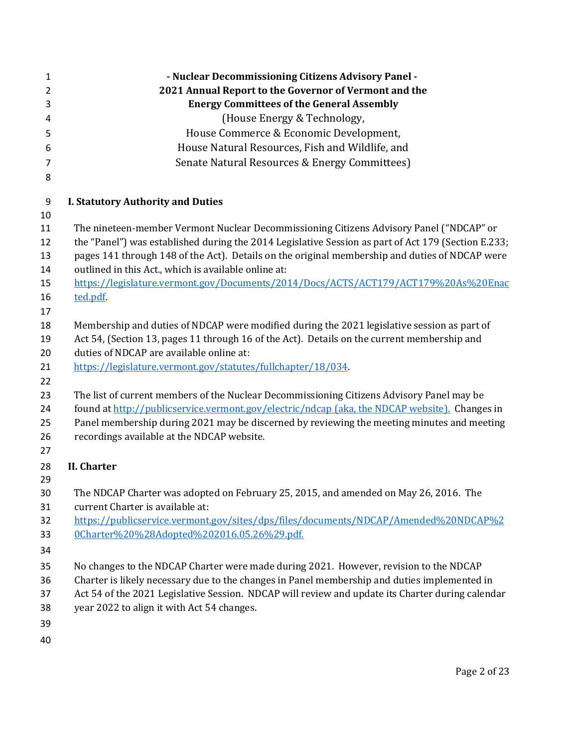**- Nuclear Decommissioning Citizens Advisory Panel -**
**2021 Annual Report to the Governor of Vermont and the**
**Energy Committees of the General Assembly**

(House Energy & Technology,
House Commerce & Economic Development,
House Natural Resources, Fish and Wildlife, and
Senate Natural Resources & Energy Committees)

## I. Statutory Authority and Duties

The nineteen-member Vermont Nuclear Decommissioning Citizens Advisory Panel ("NDCAP" or the "Panel") was established during the 2014 Legislative Session as part of Act 179 (Section E.233; pages 141 through 148 of the Act). Details on the original membership and duties of NDCAP were outlined in this Act., which is available online at: https://legislature.vermont.gov/Documents/2014/Docs/ACTS/ACT179/ACT179%20As%20Enacted.pdf.

Membership and duties of NDCAP were modified during the 2021 legislative session as part of Act 54, (Section 13, pages 11 through 16 of the Act). Details on the current membership and duties of NDCAP are available online at: https://legislature.vermont.gov/statutes/fullchapter/18/034.

The list of current members of the Nuclear Decommissioning Citizens Advisory Panel may be found at http://publicservice.vermont.gov/electric/ndcap (aka, the NDCAP website). Changes in Panel membership during 2021 may be discerned by reviewing the meeting minutes and meeting recordings available at the NDCAP website.

## II. Charter

The NDCAP Charter was adopted on February 25, 2015, and amended on May 26, 2016. The current Charter is available at: https://publicservice.vermont.gov/sites/dps/files/documents/NDCAP/Amended%20NDCAP%20Charter%20%28Adopted%202016.05.26%29.pdf.

No changes to the NDCAP Charter were made during 2021. However, revision to the NDCAP Charter is likely necessary due to the changes in Panel membership and duties implemented in Act 54 of the 2021 Legislative Session. NDCAP will review and update its Charter during calendar year 2022 to align it with Act 54 changes.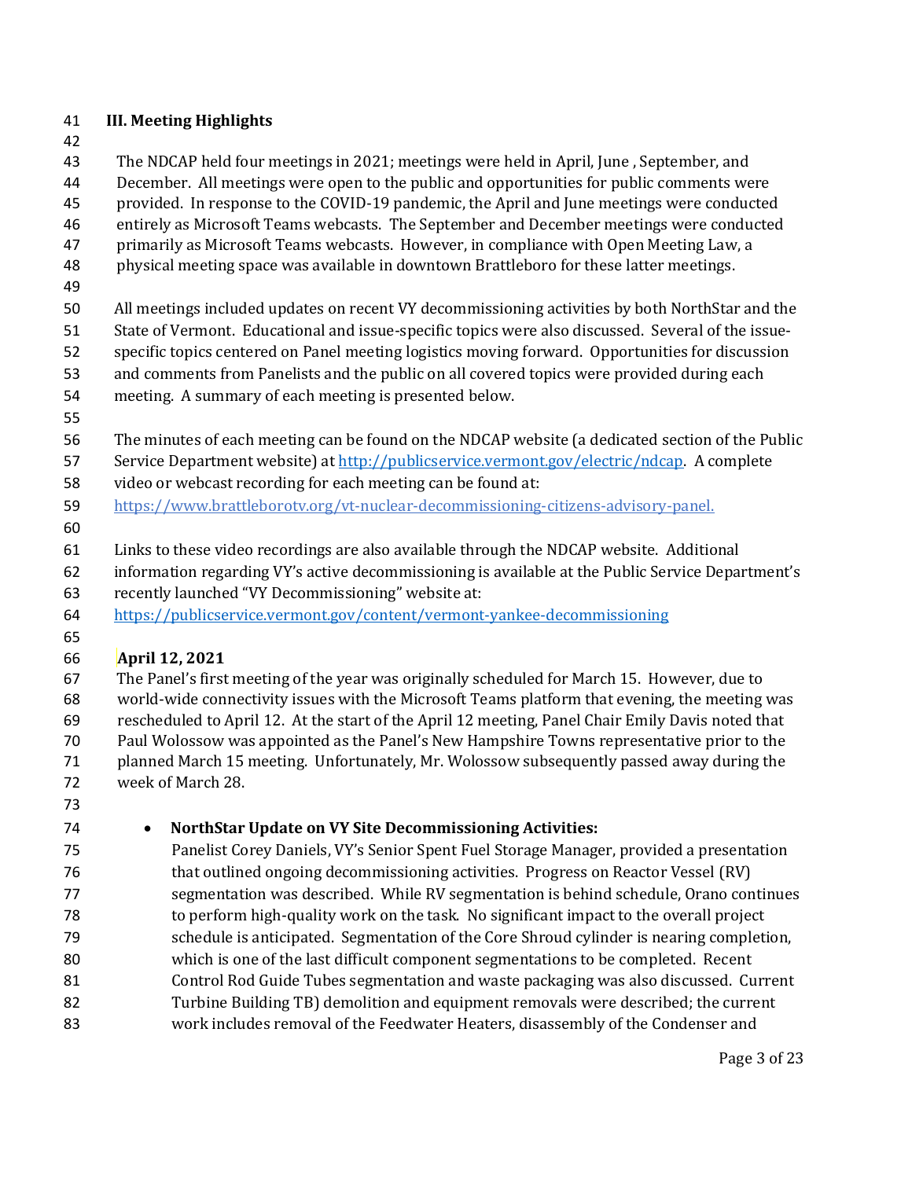## III. Meeting Highlights

The NDCAP held four meetings in 2021; meetings were held in April, June , September, and December. All meetings were open to the public and opportunities for public comments were provided. In response to the COVID-19 pandemic, the April and June meetings were conducted entirely as Microsoft Teams webcasts. The September and December meetings were conducted primarily as Microsoft Teams webcasts. However, in compliance with Open Meeting Law, a physical meeting space was available in downtown Brattleboro for these latter meetings.

All meetings included updates on recent VY decommissioning activities by both NorthStar and the State of Vermont. Educational and issue-specific topics were also discussed. Several of the issue-specific topics centered on Panel meeting logistics moving forward. Opportunities for discussion and comments from Panelists and the public on all covered topics were provided during each meeting. A summary of each meeting is presented below.

The minutes of each meeting can be found on the NDCAP website (a dedicated section of the Public Service Department website) at http://publicservice.vermont.gov/electric/ndcap. A complete video or webcast recording for each meeting can be found at: https://www.brattleborotv.org/vt-nuclear-decommissioning-citizens-advisory-panel.

Links to these video recordings are also available through the NDCAP website. Additional information regarding VY's active decommissioning is available at the Public Service Department's recently launched "VY Decommissioning" website at: https://publicservice.vermont.gov/content/vermont-yankee-decommissioning

**April 12, 2021**

The Panel's first meeting of the year was originally scheduled for March 15. However, due to world-wide connectivity issues with the Microsoft Teams platform that evening, the meeting was rescheduled to April 12. At the start of the April 12 meeting, Panel Chair Emily Davis noted that Paul Wolossow was appointed as the Panel's New Hampshire Towns representative prior to the planned March 15 meeting. Unfortunately, Mr. Wolossow subsequently passed away during the week of March 28.

- **NorthStar Update on VY Site Decommissioning Activities:** Panelist Corey Daniels, VY's Senior Spent Fuel Storage Manager, provided a presentation that outlined ongoing decommissioning activities. Progress on Reactor Vessel (RV) segmentation was described. While RV segmentation is behind schedule, Orano continues to perform high-quality work on the task. No significant impact to the overall project schedule is anticipated. Segmentation of the Core Shroud cylinder is nearing completion, which is one of the last difficult component segmentations to be completed. Recent Control Rod Guide Tubes segmentation and waste packaging was also discussed. Current Turbine Building TB) demolition and equipment removals were described; the current work includes removal of the Feedwater Heaters, disassembly of the Condenser and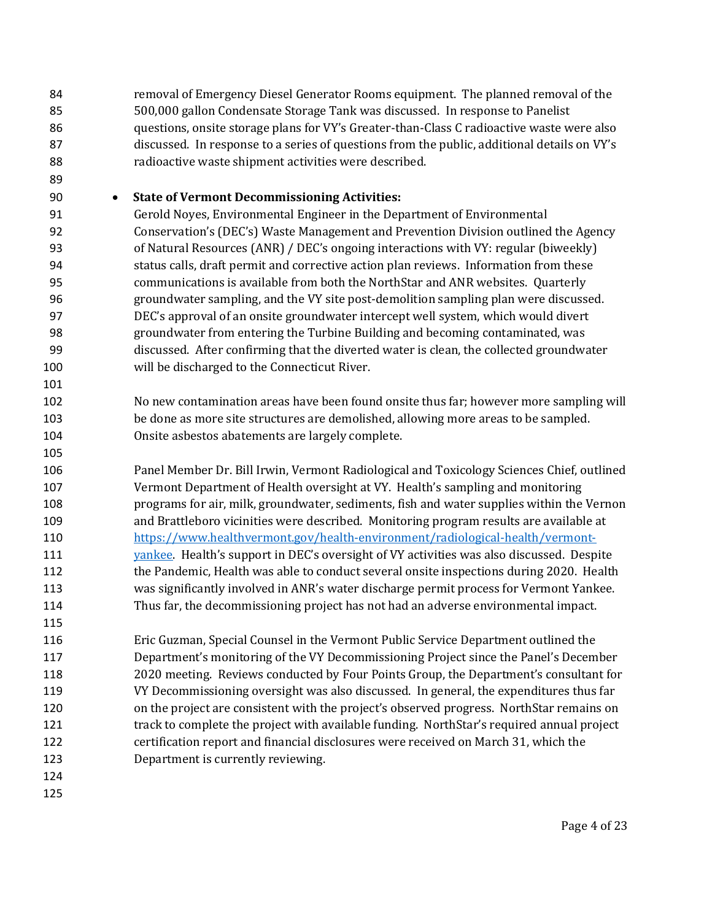removal of Emergency Diesel Generator Rooms equipment. The planned removal of the 500,000 gallon Condensate Storage Tank was discussed. In response to Panelist questions, onsite storage plans for VY's Greater-than-Class C radioactive waste were also discussed. In response to a series of questions from the public, additional details on VY's radioactive waste shipment activities were described.

- **State of Vermont Decommissioning Activities:**

  Gerold Noyes, Environmental Engineer in the Department of Environmental Conservation's (DEC's) Waste Management and Prevention Division outlined the Agency of Natural Resources (ANR) / DEC's ongoing interactions with VY: regular (biweekly) status calls, draft permit and corrective action plan reviews. Information from these communications is available from both the NorthStar and ANR websites. Quarterly groundwater sampling, and the VY site post-demolition sampling plan were discussed. DEC's approval of an onsite groundwater intercept well system, which would divert groundwater from entering the Turbine Building and becoming contaminated, was discussed. After confirming that the diverted water is clean, the collected groundwater will be discharged to the Connecticut River.

  No new contamination areas have been found onsite thus far; however more sampling will be done as more site structures are demolished, allowing more areas to be sampled. Onsite asbestos abatements are largely complete.

  Panel Member Dr. Bill Irwin, Vermont Radiological and Toxicology Sciences Chief, outlined Vermont Department of Health oversight at VY. Health's sampling and monitoring programs for air, milk, groundwater, sediments, fish and water supplies within the Vernon and Brattleboro vicinities were described. Monitoring program results are available at [https://www.healthvermont.gov/health-environment/radiological-health/vermont-yankee](https://www.healthvermont.gov/health-environment/radiological-health/vermont-yankee). Health's support in DEC's oversight of VY activities was also discussed. Despite the Pandemic, Health was able to conduct several onsite inspections during 2020. Health was significantly involved in ANR's water discharge permit process for Vermont Yankee. Thus far, the decommissioning project has not had an adverse environmental impact.

  Eric Guzman, Special Counsel in the Vermont Public Service Department outlined the Department's monitoring of the VY Decommissioning Project since the Panel's December 2020 meeting. Reviews conducted by Four Points Group, the Department's consultant for VY Decommissioning oversight was also discussed. In general, the expenditures thus far on the project are consistent with the project's observed progress. NorthStar remains on track to complete the project with available funding. NorthStar's required annual project certification report and financial disclosures were received on March 31, which the Department is currently reviewing.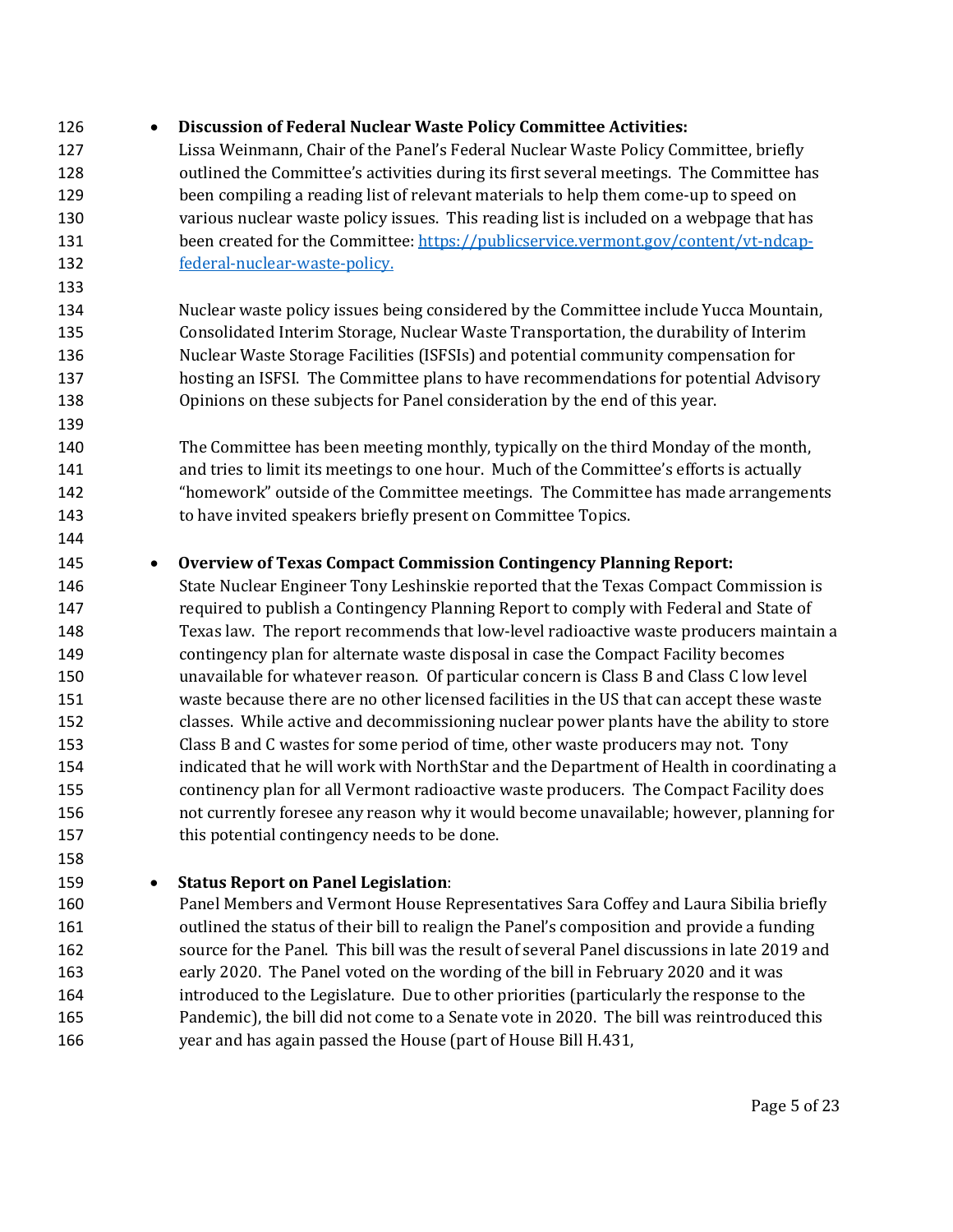- **Discussion of Federal Nuclear Waste Policy Committee Activities:**
  Lissa Weinmann, Chair of the Panel's Federal Nuclear Waste Policy Committee, briefly outlined the Committee's activities during its first several meetings. The Committee has been compiling a reading list of relevant materials to help them come-up to speed on various nuclear waste policy issues. This reading list is included on a webpage that has been created for the Committee: [https://publicservice.vermont.gov/content/vt-ndcap-federal-nuclear-waste-policy.](https://publicservice.vermont.gov/content/vt-ndcap-federal-nuclear-waste-policy)

  Nuclear waste policy issues being considered by the Committee include Yucca Mountain, Consolidated Interim Storage, Nuclear Waste Transportation, the durability of Interim Nuclear Waste Storage Facilities (ISFSIs) and potential community compensation for hosting an ISFSI. The Committee plans to have recommendations for potential Advisory Opinions on these subjects for Panel consideration by the end of this year.

  The Committee has been meeting monthly, typically on the third Monday of the month, and tries to limit its meetings to one hour. Much of the Committee's efforts is actually "homework" outside of the Committee meetings. The Committee has made arrangements to have invited speakers briefly present on Committee Topics.

- **Overview of Texas Compact Commission Contingency Planning Report:**
  State Nuclear Engineer Tony Leshinskie reported that the Texas Compact Commission is required to publish a Contingency Planning Report to comply with Federal and State of Texas law. The report recommends that low-level radioactive waste producers maintain a contingency plan for alternate waste disposal in case the Compact Facility becomes unavailable for whatever reason. Of particular concern is Class B and Class C low level waste because there are no other licensed facilities in the US that can accept these waste classes. While active and decommissioning nuclear power plants have the ability to store Class B and C wastes for some period of time, other waste producers may not. Tony indicated that he will work with NorthStar and the Department of Health in coordinating a continency plan for all Vermont radioactive waste producers. The Compact Facility does not currently foresee any reason why it would become unavailable; however, planning for this potential contingency needs to be done.

- **Status Report on Panel Legislation**:
  Panel Members and Vermont House Representatives Sara Coffey and Laura Sibilia briefly outlined the status of their bill to realign the Panel's composition and provide a funding source for the Panel. This bill was the result of several Panel discussions in late 2019 and early 2020. The Panel voted on the wording of the bill in February 2020 and it was introduced to the Legislature. Due to other priorities (particularly the response to the Pandemic), the bill did not come to a Senate vote in 2020. The bill was reintroduced this year and has again passed the House (part of House Bill H.431,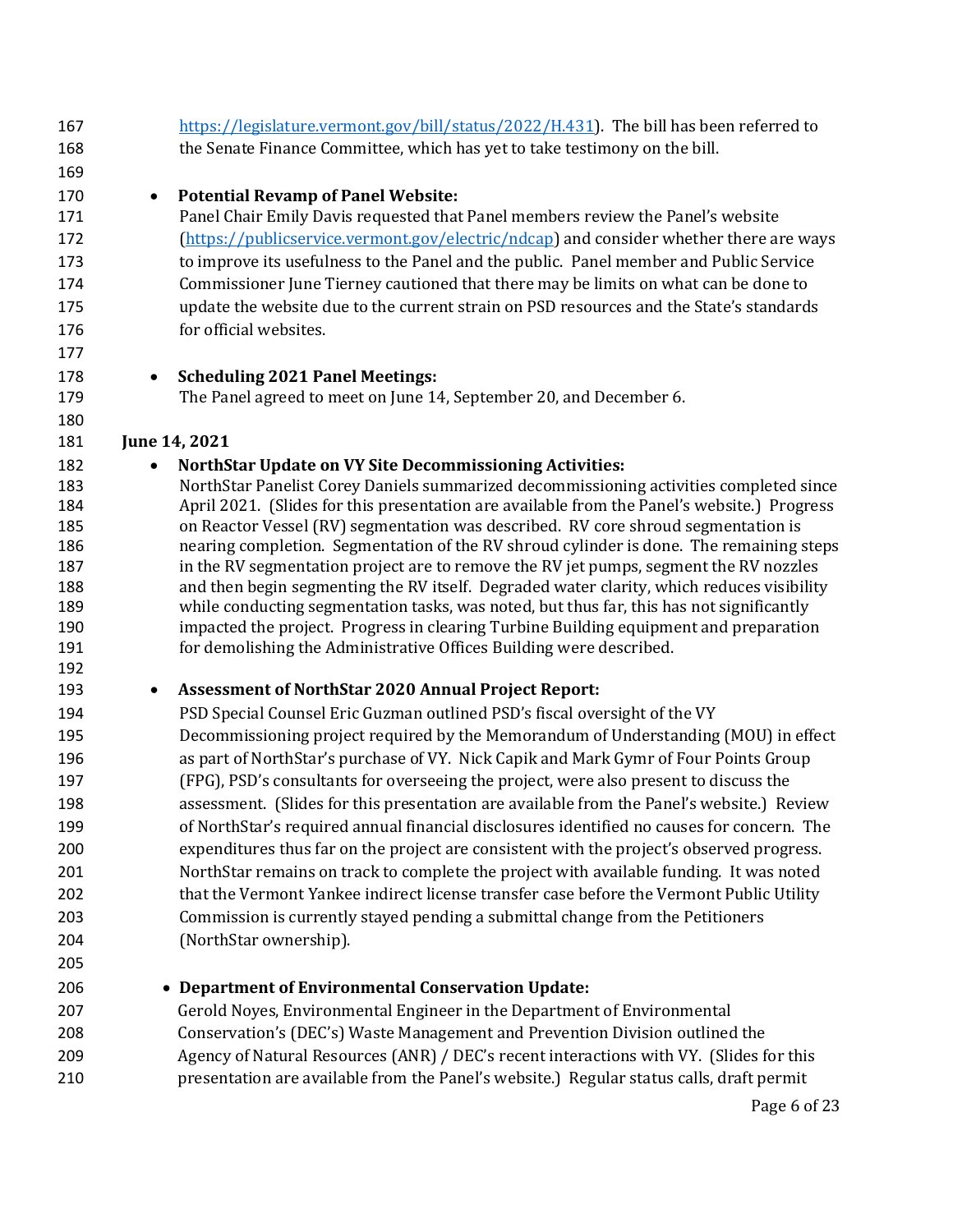https://legislature.vermont.gov/bill/status/2022/H.431). The bill has been referred to the Senate Finance Committee, which has yet to take testimony on the bill.

- **Potential Revamp of Panel Website:**
  Panel Chair Emily Davis requested that Panel members review the Panel's website (https://publicservice.vermont.gov/electric/ndcap) and consider whether there are ways to improve its usefulness to the Panel and the public. Panel member and Public Service Commissioner June Tierney cautioned that there may be limits on what can be done to update the website due to the current strain on PSD resources and the State's standards for official websites.

- **Scheduling 2021 Panel Meetings:**
  The Panel agreed to meet on June 14, September 20, and December 6.

**June 14, 2021**

- **NorthStar Update on VY Site Decommissioning Activities:**
  NorthStar Panelist Corey Daniels summarized decommissioning activities completed since April 2021. (Slides for this presentation are available from the Panel's website.) Progress on Reactor Vessel (RV) segmentation was described. RV core shroud segmentation is nearing completion. Segmentation of the RV shroud cylinder is done. The remaining steps in the RV segmentation project are to remove the RV jet pumps, segment the RV nozzles and then begin segmenting the RV itself. Degraded water clarity, which reduces visibility while conducting segmentation tasks, was noted, but thus far, this has not significantly impacted the project. Progress in clearing Turbine Building equipment and preparation for demolishing the Administrative Offices Building were described.

- **Assessment of NorthStar 2020 Annual Project Report:**
  PSD Special Counsel Eric Guzman outlined PSD's fiscal oversight of the VY Decommissioning project required by the Memorandum of Understanding (MOU) in effect as part of NorthStar's purchase of VY. Nick Capik and Mark Gymr of Four Points Group (FPG), PSD's consultants for overseeing the project, were also present to discuss the assessment. (Slides for this presentation are available from the Panel's website.) Review of NorthStar's required annual financial disclosures identified no causes for concern. The expenditures thus far on the project are consistent with the project's observed progress. NorthStar remains on track to complete the project with available funding. It was noted that the Vermont Yankee indirect license transfer case before the Vermont Public Utility Commission is currently stayed pending a submittal change from the Petitioners (NorthStar ownership).

- **Department of Environmental Conservation Update:**
  Gerold Noyes, Environmental Engineer in the Department of Environmental Conservation's (DEC's) Waste Management and Prevention Division outlined the Agency of Natural Resources (ANR) / DEC's recent interactions with VY. (Slides for this presentation are available from the Panel's website.) Regular status calls, draft permit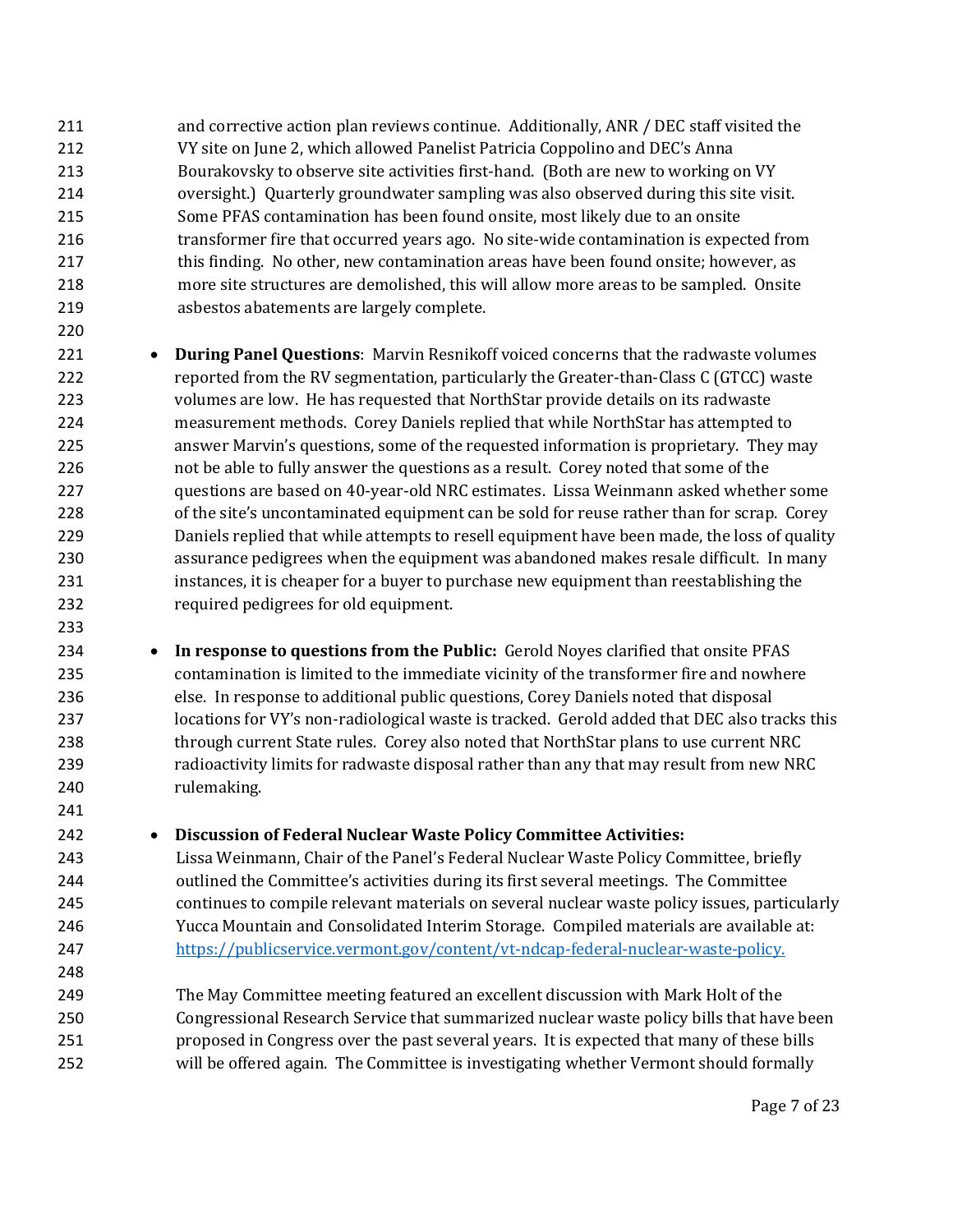and corrective action plan reviews continue. Additionally, ANR / DEC staff visited the VY site on June 2, which allowed Panelist Patricia Coppolino and DEC's Anna Bourakovsky to observe site activities first-hand. (Both are new to working on VY oversight.) Quarterly groundwater sampling was also observed during this site visit. Some PFAS contamination has been found onsite, most likely due to an onsite transformer fire that occurred years ago. No site-wide contamination is expected from this finding. No other, new contamination areas have been found onsite; however, as more site structures are demolished, this will allow more areas to be sampled. Onsite asbestos abatements are largely complete.

- **During Panel Questions**: Marvin Resnikoff voiced concerns that the radwaste volumes reported from the RV segmentation, particularly the Greater-than-Class C (GTCC) waste volumes are low. He has requested that NorthStar provide details on its radwaste measurement methods. Corey Daniels replied that while NorthStar has attempted to answer Marvin's questions, some of the requested information is proprietary. They may not be able to fully answer the questions as a result. Corey noted that some of the questions are based on 40-year-old NRC estimates. Lissa Weinmann asked whether some of the site's uncontaminated equipment can be sold for reuse rather than for scrap. Corey Daniels replied that while attempts to resell equipment have been made, the loss of quality assurance pedigrees when the equipment was abandoned makes resale difficult. In many instances, it is cheaper for a buyer to purchase new equipment than reestablishing the required pedigrees for old equipment.

- **In response to questions from the Public:** Gerold Noyes clarified that onsite PFAS contamination is limited to the immediate vicinity of the transformer fire and nowhere else. In response to additional public questions, Corey Daniels noted that disposal locations for VY's non-radiological waste is tracked. Gerold added that DEC also tracks this through current State rules. Corey also noted that NorthStar plans to use current NRC radioactivity limits for radwaste disposal rather than any that may result from new NRC rulemaking.

- **Discussion of Federal Nuclear Waste Policy Committee Activities:**
  Lissa Weinmann, Chair of the Panel's Federal Nuclear Waste Policy Committee, briefly outlined the Committee's activities during its first several meetings. The Committee continues to compile relevant materials on several nuclear waste policy issues, particularly Yucca Mountain and Consolidated Interim Storage. Compiled materials are available at: https://publicservice.vermont.gov/content/vt-ndcap-federal-nuclear-waste-policy.

  The May Committee meeting featured an excellent discussion with Mark Holt of the Congressional Research Service that summarized nuclear waste policy bills that have been proposed in Congress over the past several years. It is expected that many of these bills will be offered again. The Committee is investigating whether Vermont should formally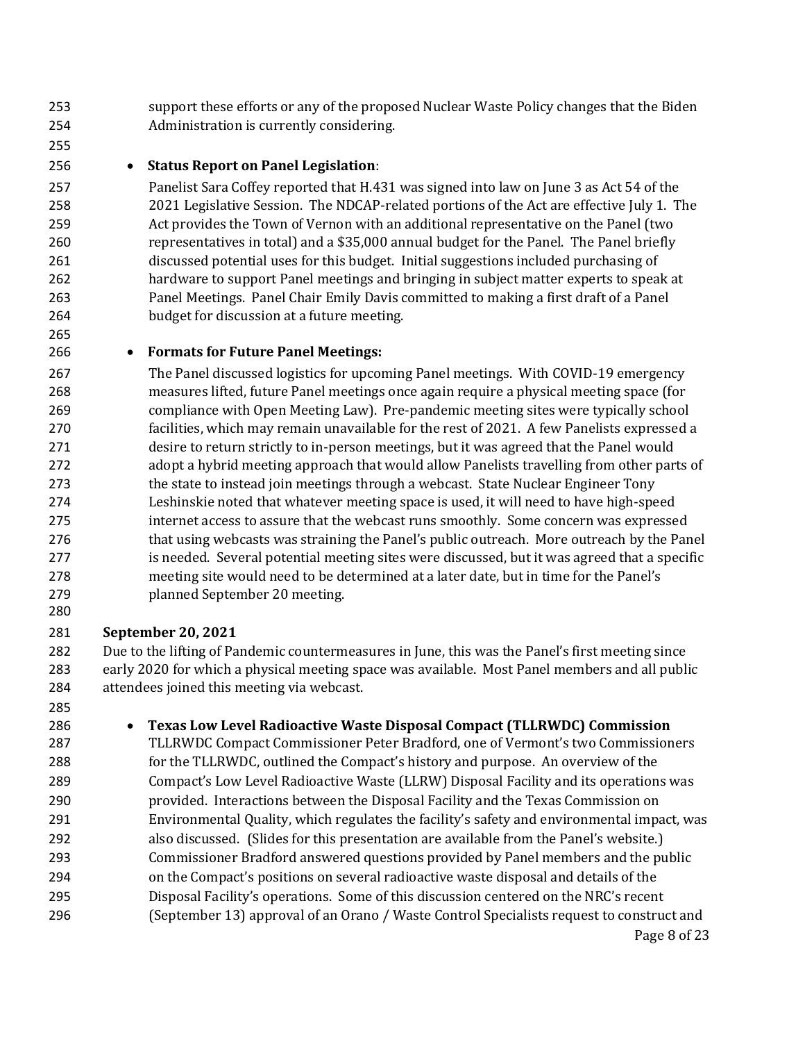support these efforts or any of the proposed Nuclear Waste Policy changes that the Biden Administration is currently considering.

- **Status Report on Panel Legislation**:

  Panelist Sara Coffey reported that H.431 was signed into law on June 3 as Act 54 of the 2021 Legislative Session. The NDCAP-related portions of the Act are effective July 1. The Act provides the Town of Vernon with an additional representative on the Panel (two representatives in total) and a $35,000 annual budget for the Panel. The Panel briefly discussed potential uses for this budget. Initial suggestions included purchasing of hardware to support Panel meetings and bringing in subject matter experts to speak at Panel Meetings. Panel Chair Emily Davis committed to making a first draft of a Panel budget for discussion at a future meeting.

- **Formats for Future Panel Meetings:**

  The Panel discussed logistics for upcoming Panel meetings. With COVID-19 emergency measures lifted, future Panel meetings once again require a physical meeting space (for compliance with Open Meeting Law). Pre-pandemic meeting sites were typically school facilities, which may remain unavailable for the rest of 2021. A few Panelists expressed a desire to return strictly to in-person meetings, but it was agreed that the Panel would adopt a hybrid meeting approach that would allow Panelists travelling from other parts of the state to instead join meetings through a webcast. State Nuclear Engineer Tony Leshinskie noted that whatever meeting space is used, it will need to have high-speed internet access to assure that the webcast runs smoothly. Some concern was expressed that using webcasts was straining the Panel's public outreach. More outreach by the Panel is needed. Several potential meeting sites were discussed, but it was agreed that a specific meeting site would need to be determined at a later date, but in time for the Panel's planned September 20 meeting.

**September 20, 2021**

Due to the lifting of Pandemic countermeasures in June, this was the Panel's first meeting since early 2020 for which a physical meeting space was available. Most Panel members and all public attendees joined this meeting via webcast.

- **Texas Low Level Radioactive Waste Disposal Compact (TLLRWDC) Commission**

  TLLRWDC Compact Commissioner Peter Bradford, one of Vermont's two Commissioners for the TLLRWDC, outlined the Compact's history and purpose. An overview of the Compact's Low Level Radioactive Waste (LLRW) Disposal Facility and its operations was provided. Interactions between the Disposal Facility and the Texas Commission on Environmental Quality, which regulates the facility's safety and environmental impact, was also discussed. (Slides for this presentation are available from the Panel's website.) Commissioner Bradford answered questions provided by Panel members and the public on the Compact's positions on several radioactive waste disposal and details of the Disposal Facility's operations. Some of this discussion centered on the NRC's recent (September 13) approval of an Orano / Waste Control Specialists request to construct and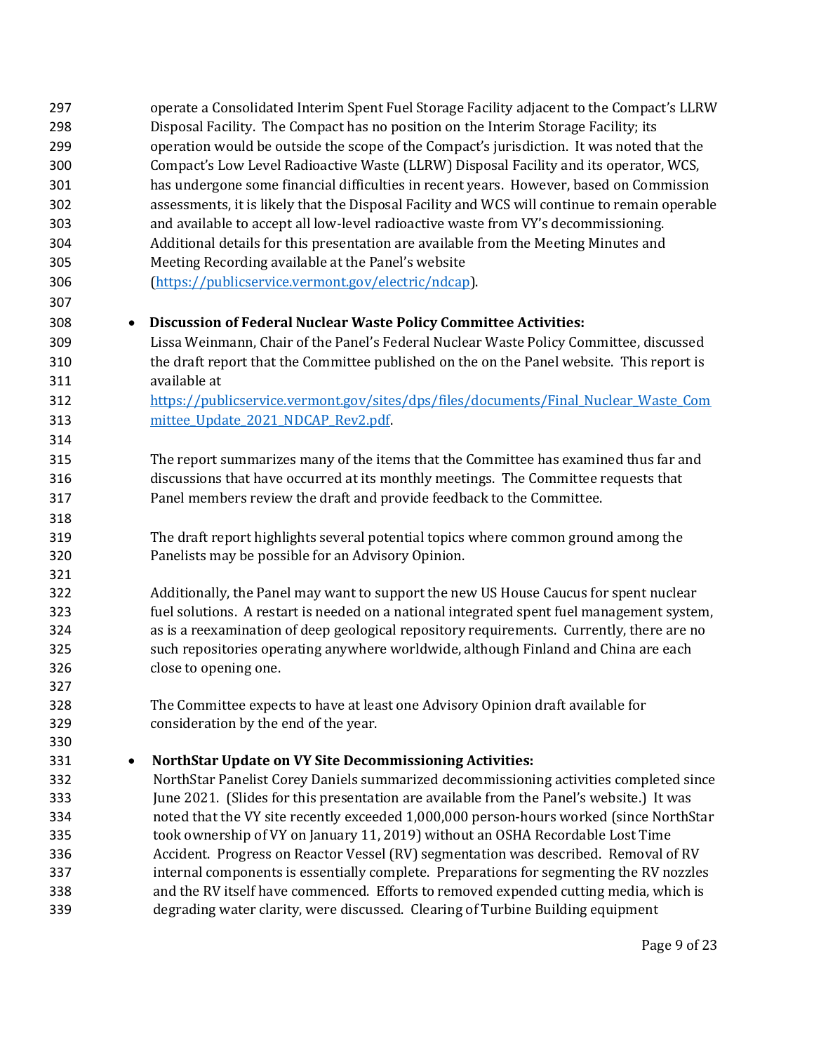operate a Consolidated Interim Spent Fuel Storage Facility adjacent to the Compact's LLRW Disposal Facility. The Compact has no position on the Interim Storage Facility; its operation would be outside the scope of the Compact's jurisdiction. It was noted that the Compact's Low Level Radioactive Waste (LLRW) Disposal Facility and its operator, WCS, has undergone some financial difficulties in recent years. However, based on Commission assessments, it is likely that the Disposal Facility and WCS will continue to remain operable and available to accept all low-level radioactive waste from VY's decommissioning. Additional details for this presentation are available from the Meeting Minutes and Meeting Recording available at the Panel's website (https://publicservice.vermont.gov/electric/ndcap).

- **Discussion of Federal Nuclear Waste Policy Committee Activities:**
  Lissa Weinmann, Chair of the Panel's Federal Nuclear Waste Policy Committee, discussed the draft report that the Committee published on the on the Panel website. This report is available at https://publicservice.vermont.gov/sites/dps/files/documents/Final_Nuclear_Waste_Committee_Update_2021_NDCAP_Rev2.pdf.

  The report summarizes many of the items that the Committee has examined thus far and discussions that have occurred at its monthly meetings. The Committee requests that Panel members review the draft and provide feedback to the Committee.

  The draft report highlights several potential topics where common ground among the Panelists may be possible for an Advisory Opinion.

  Additionally, the Panel may want to support the new US House Caucus for spent nuclear fuel solutions. A restart is needed on a national integrated spent fuel management system, as is a reexamination of deep geological repository requirements. Currently, there are no such repositories operating anywhere worldwide, although Finland and China are each close to opening one.

  The Committee expects to have at least one Advisory Opinion draft available for consideration by the end of the year.

- **NorthStar Update on VY Site Decommissioning Activities:**
  NorthStar Panelist Corey Daniels summarized decommissioning activities completed since June 2021. (Slides for this presentation are available from the Panel's website.) It was noted that the VY site recently exceeded 1,000,000 person-hours worked (since NorthStar took ownership of VY on January 11, 2019) without an OSHA Recordable Lost Time Accident. Progress on Reactor Vessel (RV) segmentation was described. Removal of RV internal components is essentially complete. Preparations for segmenting the RV nozzles and the RV itself have commenced. Efforts to removed expended cutting media, which is degrading water clarity, were discussed. Clearing of Turbine Building equipment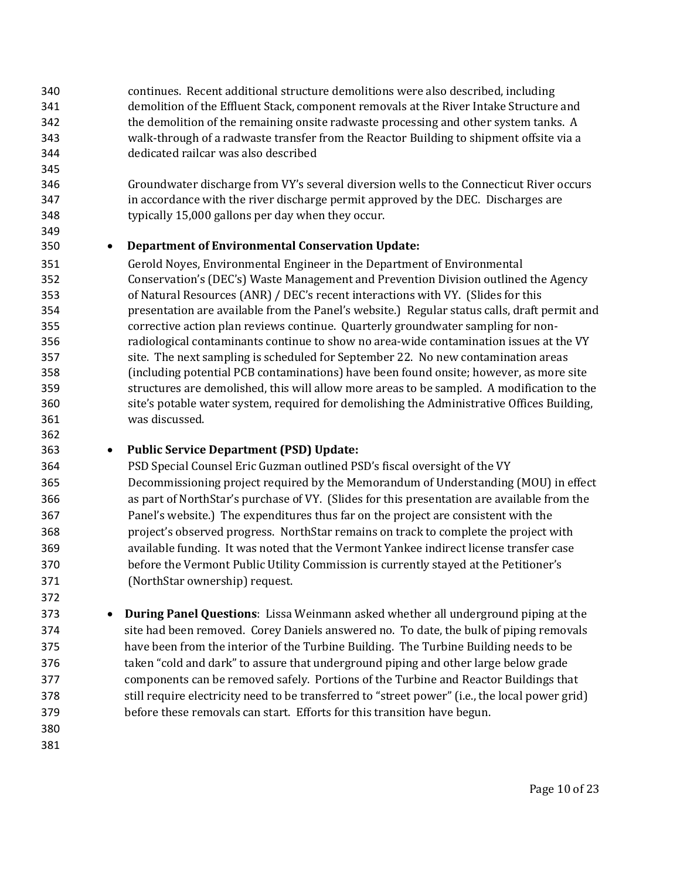continues. Recent additional structure demolitions were also described, including demolition of the Effluent Stack, component removals at the River Intake Structure and the demolition of the remaining onsite radwaste processing and other system tanks. A walk-through of a radwaste transfer from the Reactor Building to shipment offsite via a dedicated railcar was also described

Groundwater discharge from VY's several diversion wells to the Connecticut River occurs in accordance with the river discharge permit approved by the DEC. Discharges are typically 15,000 gallons per day when they occur.

- **Department of Environmental Conservation Update:**
  Gerold Noyes, Environmental Engineer in the Department of Environmental Conservation's (DEC's) Waste Management and Prevention Division outlined the Agency of Natural Resources (ANR) / DEC's recent interactions with VY. (Slides for this presentation are available from the Panel's website.) Regular status calls, draft permit and corrective action plan reviews continue. Quarterly groundwater sampling for non-radiological contaminants continue to show no area-wide contamination issues at the VY site. The next sampling is scheduled for September 22. No new contamination areas (including potential PCB contaminations) have been found onsite; however, as more site structures are demolished, this will allow more areas to be sampled. A modification to the site's potable water system, required for demolishing the Administrative Offices Building, was discussed.

- **Public Service Department (PSD) Update:**
  PSD Special Counsel Eric Guzman outlined PSD's fiscal oversight of the VY Decommissioning project required by the Memorandum of Understanding (MOU) in effect as part of NorthStar's purchase of VY. (Slides for this presentation are available from the Panel's website.) The expenditures thus far on the project are consistent with the project's observed progress. NorthStar remains on track to complete the project with available funding. It was noted that the Vermont Yankee indirect license transfer case before the Vermont Public Utility Commission is currently stayed at the Petitioner's (NorthStar ownership) request.

- **During Panel Questions**: Lissa Weinmann asked whether all underground piping at the site had been removed. Corey Daniels answered no. To date, the bulk of piping removals have been from the interior of the Turbine Building. The Turbine Building needs to be taken "cold and dark" to assure that underground piping and other large below grade components can be removed safely. Portions of the Turbine and Reactor Buildings that still require electricity need to be transferred to "street power" (i.e., the local power grid) before these removals can start. Efforts for this transition have begun.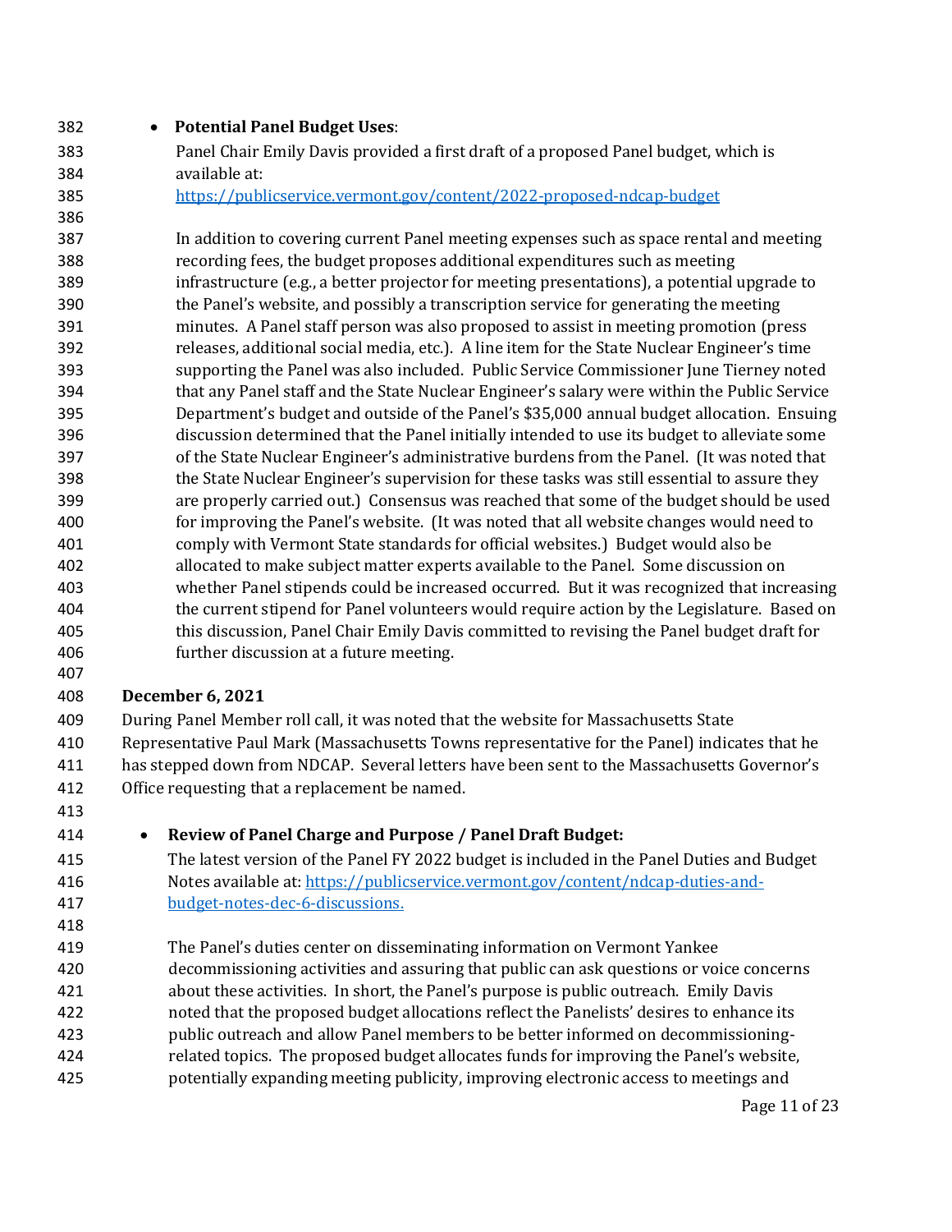- **Potential Panel Budget Uses**:

  Panel Chair Emily Davis provided a first draft of a proposed Panel budget, which is available at: https://publicservice.vermont.gov/content/2022-proposed-ndcap-budget

  In addition to covering current Panel meeting expenses such as space rental and meeting recording fees, the budget proposes additional expenditures such as meeting infrastructure (e.g., a better projector for meeting presentations), a potential upgrade to the Panel's website, and possibly a transcription service for generating the meeting minutes. A Panel staff person was also proposed to assist in meeting promotion (press releases, additional social media, etc.). A line item for the State Nuclear Engineer's time supporting the Panel was also included. Public Service Commissioner June Tierney noted that any Panel staff and the State Nuclear Engineer's salary were within the Public Service Department's budget and outside of the Panel's $35,000 annual budget allocation. Ensuing discussion determined that the Panel initially intended to use its budget to alleviate some of the State Nuclear Engineer's administrative burdens from the Panel. (It was noted that the State Nuclear Engineer's supervision for these tasks was still essential to assure they are properly carried out.) Consensus was reached that some of the budget should be used for improving the Panel's website. (It was noted that all website changes would need to comply with Vermont State standards for official websites.) Budget would also be allocated to make subject matter experts available to the Panel. Some discussion on whether Panel stipends could be increased occurred. But it was recognized that increasing the current stipend for Panel volunteers would require action by the Legislature. Based on this discussion, Panel Chair Emily Davis committed to revising the Panel budget draft for further discussion at a future meeting.

**December 6, 2021**

During Panel Member roll call, it was noted that the website for Massachusetts State Representative Paul Mark (Massachusetts Towns representative for the Panel) indicates that he has stepped down from NDCAP. Several letters have been sent to the Massachusetts Governor's Office requesting that a replacement be named.

- **Review of Panel Charge and Purpose / Panel Draft Budget:**

  The latest version of the Panel FY 2022 budget is included in the Panel Duties and Budget Notes available at: https://publicservice.vermont.gov/content/ndcap-duties-and-budget-notes-dec-6-discussions.

  The Panel's duties center on disseminating information on Vermont Yankee decommissioning activities and assuring that public can ask questions or voice concerns about these activities. In short, the Panel's purpose is public outreach. Emily Davis noted that the proposed budget allocations reflect the Panelists' desires to enhance its public outreach and allow Panel members to be better informed on decommissioning-related topics. The proposed budget allocates funds for improving the Panel's website, potentially expanding meeting publicity, improving electronic access to meetings and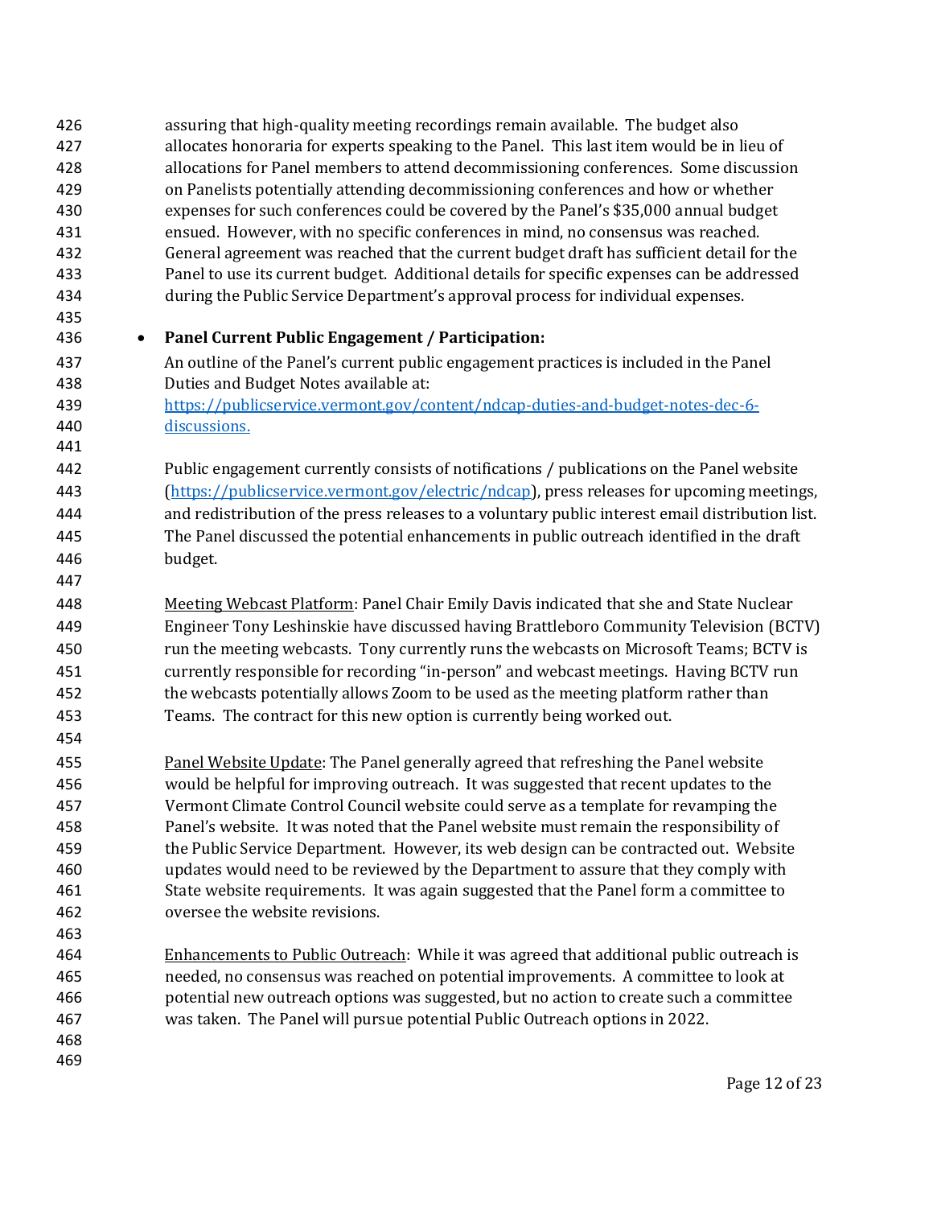assuring that high-quality meeting recordings remain available. The budget also allocates honoraria for experts speaking to the Panel. This last item would be in lieu of allocations for Panel members to attend decommissioning conferences. Some discussion on Panelists potentially attending decommissioning conferences and how or whether expenses for such conferences could be covered by the Panel's $35,000 annual budget ensued. However, with no specific conferences in mind, no consensus was reached. General agreement was reached that the current budget draft has sufficient detail for the Panel to use its current budget. Additional details for specific expenses can be addressed during the Public Service Department's approval process for individual expenses.

- **Panel Current Public Engagement / Participation:**

  An outline of the Panel's current public engagement practices is included in the Panel Duties and Budget Notes available at: https://publicservice.vermont.gov/content/ndcap-duties-and-budget-notes-dec-6-discussions.

  Public engagement currently consists of notifications / publications on the Panel website (https://publicservice.vermont.gov/electric/ndcap), press releases for upcoming meetings, and redistribution of the press releases to a voluntary public interest email distribution list. The Panel discussed the potential enhancements in public outreach identified in the draft budget.

  Meeting Webcast Platform: Panel Chair Emily Davis indicated that she and State Nuclear Engineer Tony Leshinskie have discussed having Brattleboro Community Television (BCTV) run the meeting webcasts. Tony currently runs the webcasts on Microsoft Teams; BCTV is currently responsible for recording "in-person" and webcast meetings. Having BCTV run the webcasts potentially allows Zoom to be used as the meeting platform rather than Teams. The contract for this new option is currently being worked out.

  Panel Website Update: The Panel generally agreed that refreshing the Panel website would be helpful for improving outreach. It was suggested that recent updates to the Vermont Climate Control Council website could serve as a template for revamping the Panel's website. It was noted that the Panel website must remain the responsibility of the Public Service Department. However, its web design can be contracted out. Website updates would need to be reviewed by the Department to assure that they comply with State website requirements. It was again suggested that the Panel form a committee to oversee the website revisions.

  Enhancements to Public Outreach: While it was agreed that additional public outreach is needed, no consensus was reached on potential improvements. A committee to look at potential new outreach options was suggested, but no action to create such a committee was taken. The Panel will pursue potential Public Outreach options in 2022.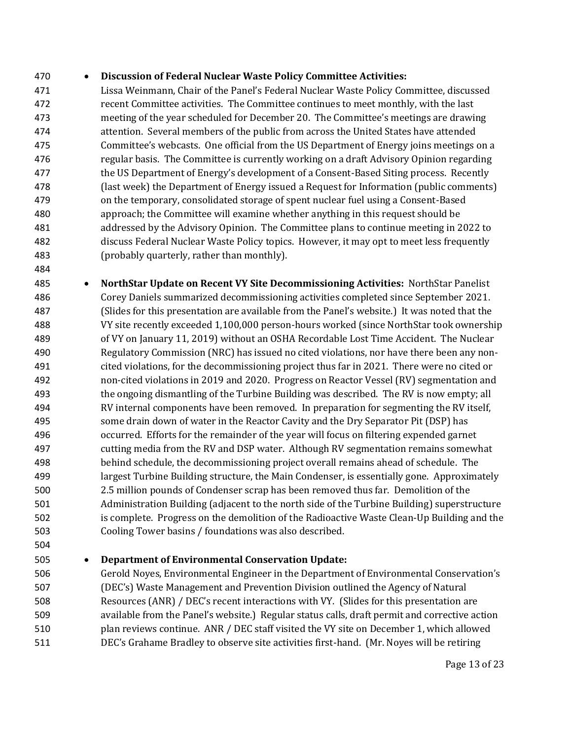- **Discussion of Federal Nuclear Waste Policy Committee Activities:**
  Lissa Weinmann, Chair of the Panel's Federal Nuclear Waste Policy Committee, discussed recent Committee activities. The Committee continues to meet monthly, with the last meeting of the year scheduled for December 20. The Committee's meetings are drawing attention. Several members of the public from across the United States have attended Committee's webcasts. One official from the US Department of Energy joins meetings on a regular basis. The Committee is currently working on a draft Advisory Opinion regarding the US Department of Energy's development of a Consent-Based Siting process. Recently (last week) the Department of Energy issued a Request for Information (public comments) on the temporary, consolidated storage of spent nuclear fuel using a Consent-Based approach; the Committee will examine whether anything in this request should be addressed by the Advisory Opinion. The Committee plans to continue meeting in 2022 to discuss Federal Nuclear Waste Policy topics. However, it may opt to meet less frequently (probably quarterly, rather than monthly).

- **NorthStar Update on Recent VY Site Decommissioning Activities:** NorthStar Panelist Corey Daniels summarized decommissioning activities completed since September 2021. (Slides for this presentation are available from the Panel's website.) It was noted that the VY site recently exceeded 1,100,000 person-hours worked (since NorthStar took ownership of VY on January 11, 2019) without an OSHA Recordable Lost Time Accident. The Nuclear Regulatory Commission (NRC) has issued no cited violations, nor have there been any non-cited violations, for the decommissioning project thus far in 2021. There were no cited or non-cited violations in 2019 and 2020. Progress on Reactor Vessel (RV) segmentation and the ongoing dismantling of the Turbine Building was described. The RV is now empty; all RV internal components have been removed. In preparation for segmenting the RV itself, some drain down of water in the Reactor Cavity and the Dry Separator Pit (DSP) has occurred. Efforts for the remainder of the year will focus on filtering expended garnet cutting media from the RV and DSP water. Although RV segmentation remains somewhat behind schedule, the decommissioning project overall remains ahead of schedule. The largest Turbine Building structure, the Main Condenser, is essentially gone. Approximately 2.5 million pounds of Condenser scrap has been removed thus far. Demolition of the Administration Building (adjacent to the north side of the Turbine Building) superstructure is complete. Progress on the demolition of the Radioactive Waste Clean-Up Building and the Cooling Tower basins / foundations was also described.

- **Department of Environmental Conservation Update:**
  Gerold Noyes, Environmental Engineer in the Department of Environmental Conservation's (DEC's) Waste Management and Prevention Division outlined the Agency of Natural Resources (ANR) / DEC's recent interactions with VY. (Slides for this presentation are available from the Panel's website.) Regular status calls, draft permit and corrective action plan reviews continue. ANR / DEC staff visited the VY site on December 1, which allowed DEC's Grahame Bradley to observe site activities first-hand. (Mr. Noyes will be retiring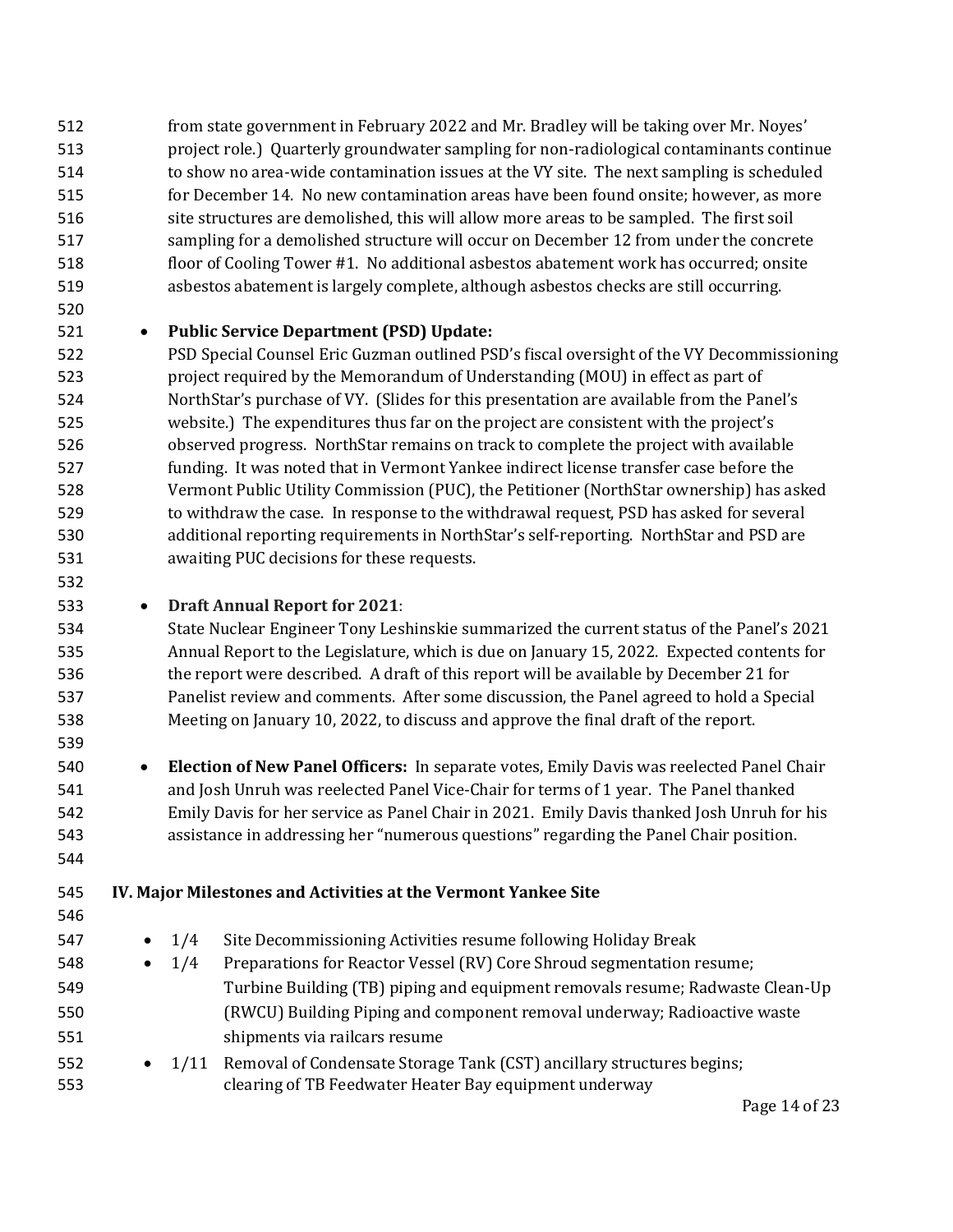from state government in February 2022 and Mr. Bradley will be taking over Mr. Noyes' project role.) Quarterly groundwater sampling for non-radiological contaminants continue to show no area-wide contamination issues at the VY site. The next sampling is scheduled for December 14. No new contamination areas have been found onsite; however, as more site structures are demolished, this will allow more areas to be sampled. The first soil sampling for a demolished structure will occur on December 12 from under the concrete floor of Cooling Tower #1. No additional asbestos abatement work has occurred; onsite asbestos abatement is largely complete, although asbestos checks are still occurring.

- **Public Service Department (PSD) Update:**
  PSD Special Counsel Eric Guzman outlined PSD's fiscal oversight of the VY Decommissioning project required by the Memorandum of Understanding (MOU) in effect as part of NorthStar's purchase of VY. (Slides for this presentation are available from the Panel's website.) The expenditures thus far on the project are consistent with the project's observed progress. NorthStar remains on track to complete the project with available funding. It was noted that in Vermont Yankee indirect license transfer case before the Vermont Public Utility Commission (PUC), the Petitioner (NorthStar ownership) has asked to withdraw the case. In response to the withdrawal request, PSD has asked for several additional reporting requirements in NorthStar's self-reporting. NorthStar and PSD are awaiting PUC decisions for these requests.

- **Draft Annual Report for 2021**:
  State Nuclear Engineer Tony Leshinskie summarized the current status of the Panel's 2021 Annual Report to the Legislature, which is due on January 15, 2022. Expected contents for the report were described. A draft of this report will be available by December 21 for Panelist review and comments. After some discussion, the Panel agreed to hold a Special Meeting on January 10, 2022, to discuss and approve the final draft of the report.

- **Election of New Panel Officers:** In separate votes, Emily Davis was reelected Panel Chair and Josh Unruh was reelected Panel Vice-Chair for terms of 1 year. The Panel thanked Emily Davis for her service as Panel Chair in 2021. Emily Davis thanked Josh Unruh for his assistance in addressing her "numerous questions" regarding the Panel Chair position.

## IV. Major Milestones and Activities at the Vermont Yankee Site

- 1/4 Site Decommissioning Activities resume following Holiday Break
- 1/4 Preparations for Reactor Vessel (RV) Core Shroud segmentation resume; Turbine Building (TB) piping and equipment removals resume; Radwaste Clean-Up (RWCU) Building Piping and component removal underway; Radioactive waste shipments via railcars resume
- 1/11 Removal of Condensate Storage Tank (CST) ancillary structures begins; clearing of TB Feedwater Heater Bay equipment underway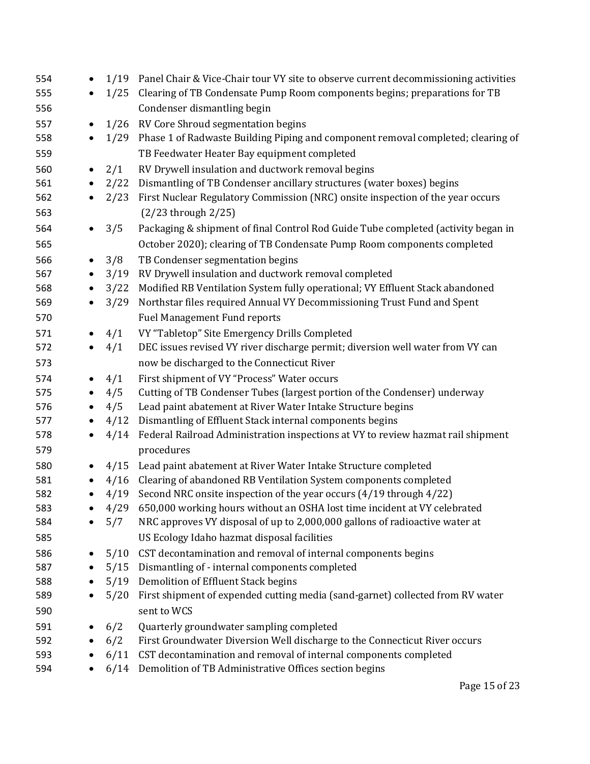- 1/19 Panel Chair & Vice-Chair tour VY site to observe current decommissioning activities
- 1/25 Clearing of TB Condensate Pump Room components begins; preparations for TB Condenser dismantling begin
- 1/26 RV Core Shroud segmentation begins
- 1/29 Phase 1 of Radwaste Building Piping and component removal completed; clearing of TB Feedwater Heater Bay equipment completed
- 2/1 RV Drywell insulation and ductwork removal begins
- 2/22 Dismantling of TB Condenser ancillary structures (water boxes) begins
- 2/23 First Nuclear Regulatory Commission (NRC) onsite inspection of the year occurs (2/23 through 2/25)
- 3/5 Packaging & shipment of final Control Rod Guide Tube completed (activity began in October 2020); clearing of TB Condensate Pump Room components completed
- 3/8 TB Condenser segmentation begins
- 3/19 RV Drywell insulation and ductwork removal completed
- 3/22 Modified RB Ventilation System fully operational; VY Effluent Stack abandoned
- 3/29 Northstar files required Annual VY Decommissioning Trust Fund and Spent Fuel Management Fund reports
- 4/1 VY "Tabletop" Site Emergency Drills Completed
- 4/1 DEC issues revised VY river discharge permit; diversion well water from VY can now be discharged to the Connecticut River
- 4/1 First shipment of VY "Process" Water occurs
- 4/5 Cutting of TB Condenser Tubes (largest portion of the Condenser) underway
- 4/5 Lead paint abatement at River Water Intake Structure begins
- 4/12 Dismantling of Effluent Stack internal components begins
- 4/14 Federal Railroad Administration inspections at VY to review hazmat rail shipment procedures
- 4/15 Lead paint abatement at River Water Intake Structure completed
- 4/16 Clearing of abandoned RB Ventilation System components completed
- 4/19 Second NRC onsite inspection of the year occurs (4/19 through 4/22)
- 4/29 650,000 working hours without an OSHA lost time incident at VY celebrated
- 5/7 NRC approves VY disposal of up to 2,000,000 gallons of radioactive water at US Ecology Idaho hazmat disposal facilities
- 5/10 CST decontamination and removal of internal components begins
- 5/15 Dismantling of - internal components completed
- 5/19 Demolition of Effluent Stack begins
- 5/20 First shipment of expended cutting media (sand-garnet) collected from RV water sent to WCS
- 6/2 Quarterly groundwater sampling completed
- 6/2 First Groundwater Diversion Well discharge to the Connecticut River occurs
- 6/11 CST decontamination and removal of internal components completed
- 6/14 Demolition of TB Administrative Offices section begins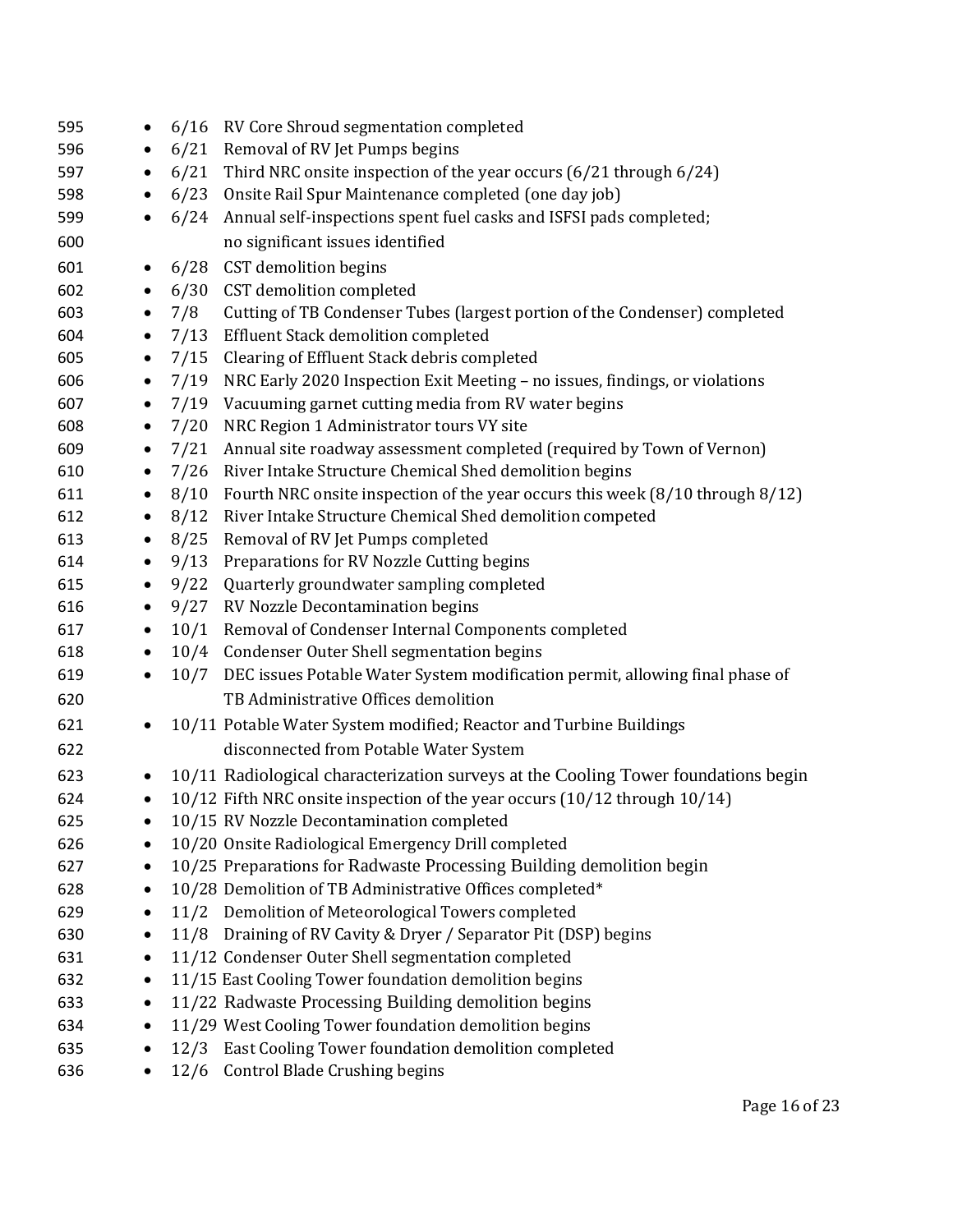- 6/16 RV Core Shroud segmentation completed
- 6/21 Removal of RV Jet Pumps begins
- 6/21 Third NRC onsite inspection of the year occurs (6/21 through 6/24)
- 6/23 Onsite Rail Spur Maintenance completed (one day job)
- 6/24 Annual self-inspections spent fuel casks and ISFSI pads completed; no significant issues identified
- 6/28 CST demolition begins
- 6/30 CST demolition completed
- 7/8 Cutting of TB Condenser Tubes (largest portion of the Condenser) completed
- 7/13 Effluent Stack demolition completed
- 7/15 Clearing of Effluent Stack debris completed
- 7/19 NRC Early 2020 Inspection Exit Meeting – no issues, findings, or violations
- 7/19 Vacuuming garnet cutting media from RV water begins
- 7/20 NRC Region 1 Administrator tours VY site
- 7/21 Annual site roadway assessment completed (required by Town of Vernon)
- 7/26 River Intake Structure Chemical Shed demolition begins
- 8/10 Fourth NRC onsite inspection of the year occurs this week (8/10 through 8/12)
- 8/12 River Intake Structure Chemical Shed demolition competed
- 8/25 Removal of RV Jet Pumps completed
- 9/13 Preparations for RV Nozzle Cutting begins
- 9/22 Quarterly groundwater sampling completed
- 9/27 RV Nozzle Decontamination begins
- 10/1 Removal of Condenser Internal Components completed
- 10/4 Condenser Outer Shell segmentation begins
- 10/7 DEC issues Potable Water System modification permit, allowing final phase of TB Administrative Offices demolition
- 10/11 Potable Water System modified; Reactor and Turbine Buildings disconnected from Potable Water System
- 10/11 Radiological characterization surveys at the Cooling Tower foundations begin
- 10/12 Fifth NRC onsite inspection of the year occurs (10/12 through 10/14)
- 10/15 RV Nozzle Decontamination completed
- 10/20 Onsite Radiological Emergency Drill completed
- 10/25 Preparations for Radwaste Processing Building demolition begin
- 10/28 Demolition of TB Administrative Offices completed*
- 11/2 Demolition of Meteorological Towers completed
- 11/8 Draining of RV Cavity & Dryer / Separator Pit (DSP) begins
- 11/12 Condenser Outer Shell segmentation completed
- 11/15 East Cooling Tower foundation demolition begins
- 11/22 Radwaste Processing Building demolition begins
- 11/29 West Cooling Tower foundation demolition begins
- 12/3 East Cooling Tower foundation demolition completed
- 12/6 Control Blade Crushing begins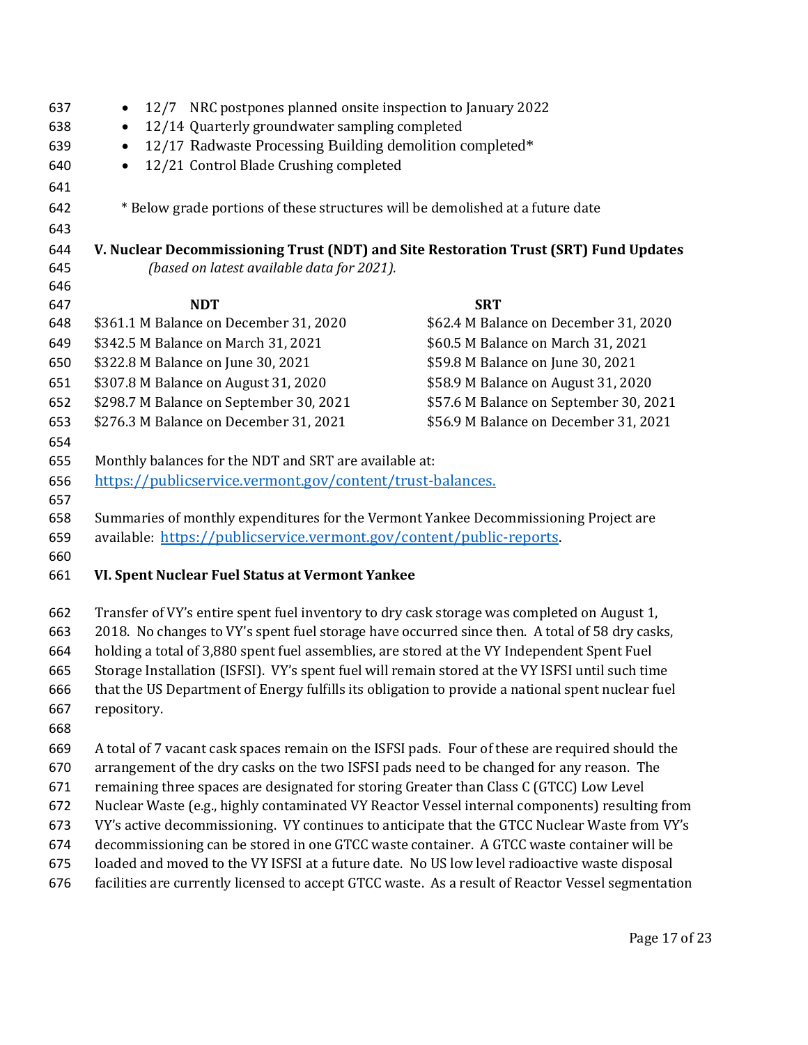- 12/7 NRC postpones planned onsite inspection to January 2022
- 12/14 Quarterly groundwater sampling completed
- 12/17 Radwaste Processing Building demolition completed*
- 12/21 Control Blade Crushing completed

\* Below grade portions of these structures will be demolished at a future date

## V. Nuclear Decommissioning Trust (NDT) and Site Restoration Trust (SRT) Fund Updates

*(based on latest available data for 2021).*

| NDT | SRT |
|---|---|
| $361.1 M Balance on December 31, 2020 | $62.4 M Balance on December 31, 2020 |
| $342.5 M Balance on March 31, 2021 | $60.5 M Balance on March 31, 2021 |
| $322.8 M Balance on June 30, 2021 | $59.8 M Balance on June 30, 2021 |
| $307.8 M Balance on August 31, 2020 | $58.9 M Balance on August 31, 2020 |
| $298.7 M Balance on September 30, 2021 | $57.6 M Balance on September 30, 2021 |
| $276.3 M Balance on December 31, 2021 | $56.9 M Balance on December 31, 2021 |

Monthly balances for the NDT and SRT are available at:
https://publicservice.vermont.gov/content/trust-balances.

Summaries of monthly expenditures for the Vermont Yankee Decommissioning Project are available: https://publicservice.vermont.gov/content/public-reports.

## VI. Spent Nuclear Fuel Status at Vermont Yankee

Transfer of VY's entire spent fuel inventory to dry cask storage was completed on August 1, 2018. No changes to VY's spent fuel storage have occurred since then. A total of 58 dry casks, holding a total of 3,880 spent fuel assemblies, are stored at the VY Independent Spent Fuel Storage Installation (ISFSI). VY's spent fuel will remain stored at the VY ISFSI until such time that the US Department of Energy fulfills its obligation to provide a national spent nuclear fuel repository.

A total of 7 vacant cask spaces remain on the ISFSI pads. Four of these are required should the arrangement of the dry casks on the two ISFSI pads need to be changed for any reason. The remaining three spaces are designated for storing Greater than Class C (GTCC) Low Level Nuclear Waste (e.g., highly contaminated VY Reactor Vessel internal components) resulting from VY's active decommissioning. VY continues to anticipate that the GTCC Nuclear Waste from VY's decommissioning can be stored in one GTCC waste container. A GTCC waste container will be loaded and moved to the VY ISFSI at a future date. No US low level radioactive waste disposal facilities are currently licensed to accept GTCC waste. As a result of Reactor Vessel segmentation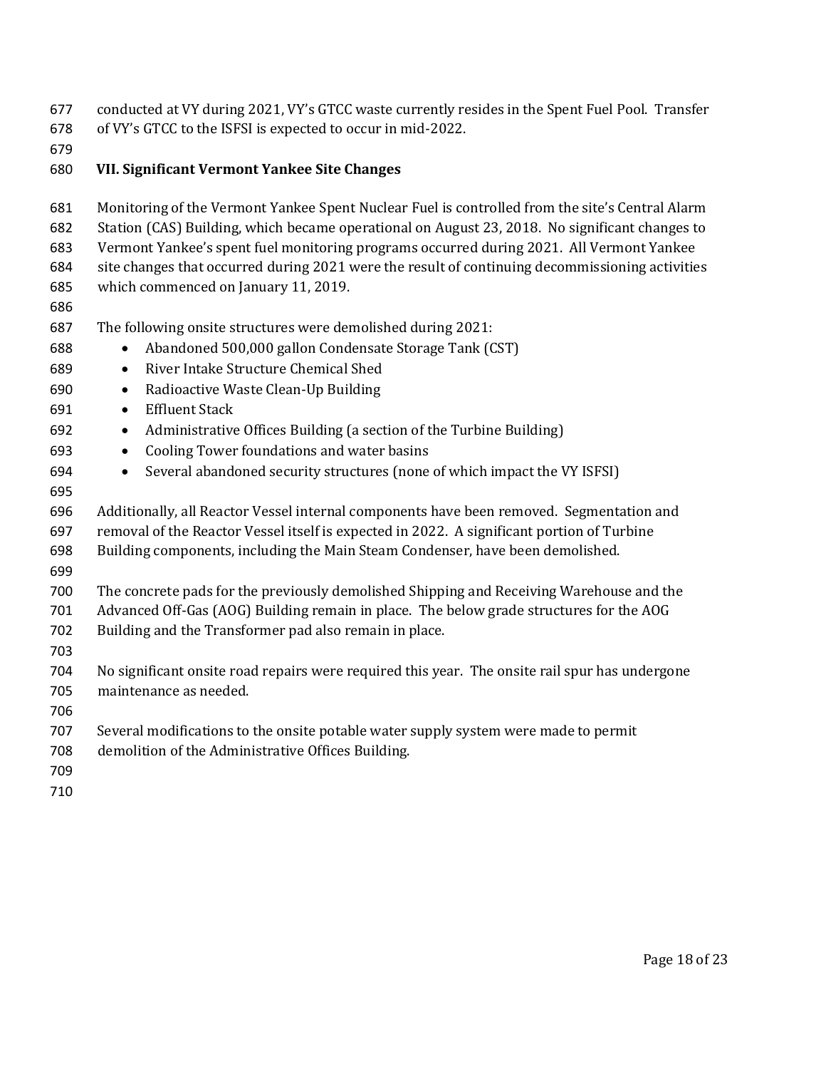conducted at VY during 2021, VY's GTCC waste currently resides in the Spent Fuel Pool. Transfer of VY's GTCC to the ISFSI is expected to occur in mid-2022.

## VII. Significant Vermont Yankee Site Changes

Monitoring of the Vermont Yankee Spent Nuclear Fuel is controlled from the site's Central Alarm Station (CAS) Building, which became operational on August 23, 2018. No significant changes to Vermont Yankee's spent fuel monitoring programs occurred during 2021. All Vermont Yankee site changes that occurred during 2021 were the result of continuing decommissioning activities which commenced on January 11, 2019.

The following onsite structures were demolished during 2021:

- Abandoned 500,000 gallon Condensate Storage Tank (CST)
- River Intake Structure Chemical Shed
- Radioactive Waste Clean-Up Building
- Effluent Stack
- Administrative Offices Building (a section of the Turbine Building)
- Cooling Tower foundations and water basins
- Several abandoned security structures (none of which impact the VY ISFSI)

Additionally, all Reactor Vessel internal components have been removed. Segmentation and removal of the Reactor Vessel itself is expected in 2022. A significant portion of Turbine Building components, including the Main Steam Condenser, have been demolished.

The concrete pads for the previously demolished Shipping and Receiving Warehouse and the Advanced Off-Gas (AOG) Building remain in place. The below grade structures for the AOG Building and the Transformer pad also remain in place.

No significant onsite road repairs were required this year. The onsite rail spur has undergone maintenance as needed.

Several modifications to the onsite potable water supply system were made to permit demolition of the Administrative Offices Building.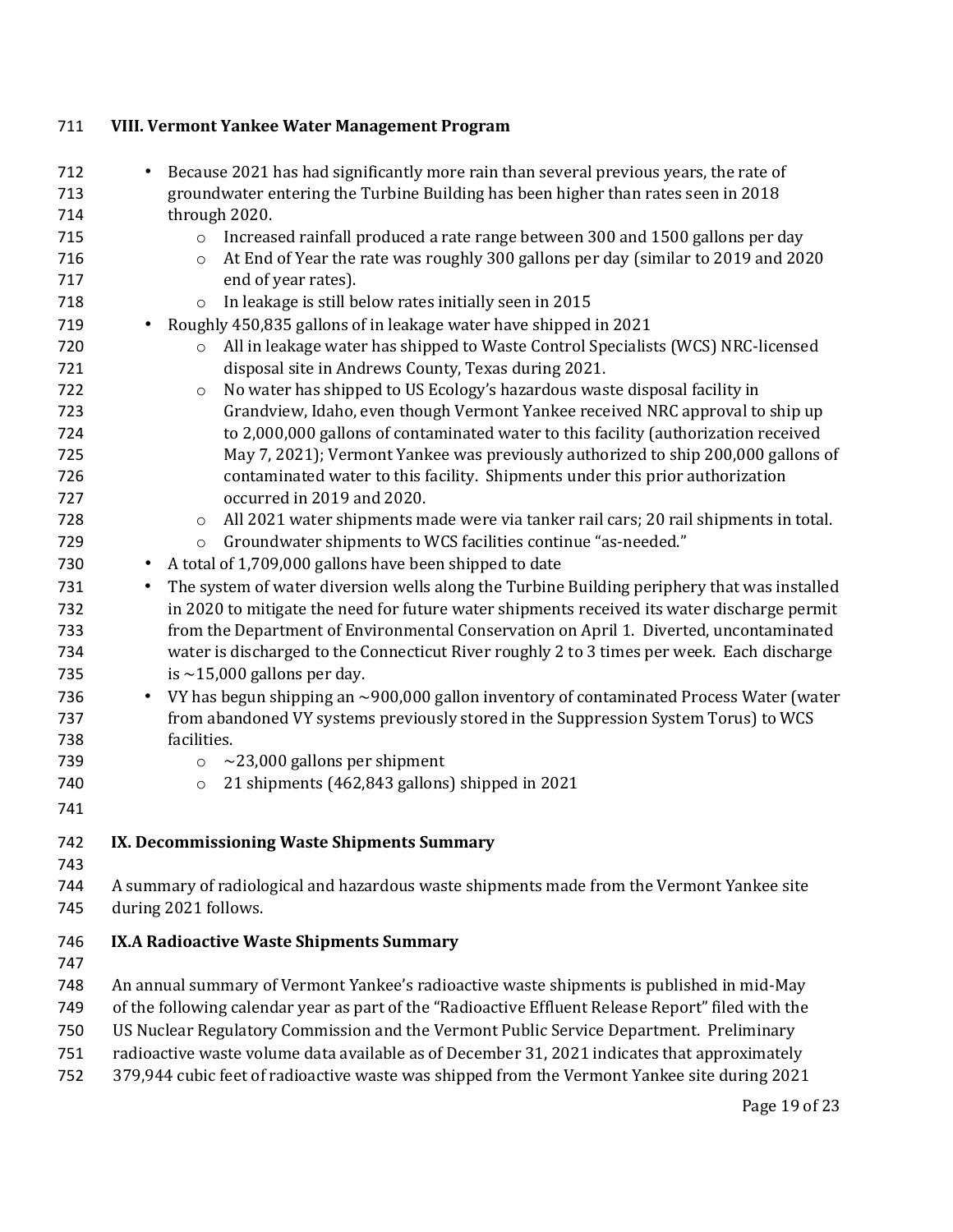## VIII. Vermont Yankee Water Management Program

- Because 2021 has had significantly more rain than several previous years, the rate of groundwater entering the Turbine Building has been higher than rates seen in 2018 through 2020.
  - Increased rainfall produced a rate range between 300 and 1500 gallons per day
  - At End of Year the rate was roughly 300 gallons per day (similar to 2019 and 2020 end of year rates).
  - In leakage is still below rates initially seen in 2015
- Roughly 450,835 gallons of in leakage water have shipped in 2021
  - All in leakage water has shipped to Waste Control Specialists (WCS) NRC-licensed disposal site in Andrews County, Texas during 2021.
  - No water has shipped to US Ecology's hazardous waste disposal facility in Grandview, Idaho, even though Vermont Yankee received NRC approval to ship up to 2,000,000 gallons of contaminated water to this facility (authorization received May 7, 2021); Vermont Yankee was previously authorized to ship 200,000 gallons of contaminated water to this facility. Shipments under this prior authorization occurred in 2019 and 2020.
  - All 2021 water shipments made were via tanker rail cars; 20 rail shipments in total.
  - Groundwater shipments to WCS facilities continue "as-needed."
- A total of 1,709,000 gallons have been shipped to date
- The system of water diversion wells along the Turbine Building periphery that was installed in 2020 to mitigate the need for future water shipments received its water discharge permit from the Department of Environmental Conservation on April 1. Diverted, uncontaminated water is discharged to the Connecticut River roughly 2 to 3 times per week. Each discharge is ~15,000 gallons per day.
- VY has begun shipping an ~900,000 gallon inventory of contaminated Process Water (water from abandoned VY systems previously stored in the Suppression System Torus) to WCS facilities.
  - ~23,000 gallons per shipment
  - 21 shipments (462,843 gallons) shipped in 2021

## IX. Decommissioning Waste Shipments Summary

A summary of radiological and hazardous waste shipments made from the Vermont Yankee site during 2021 follows.

### IX.A Radioactive Waste Shipments Summary

An annual summary of Vermont Yankee's radioactive waste shipments is published in mid-May of the following calendar year as part of the "Radioactive Effluent Release Report" filed with the US Nuclear Regulatory Commission and the Vermont Public Service Department. Preliminary radioactive waste volume data available as of December 31, 2021 indicates that approximately 379,944 cubic feet of radioactive waste was shipped from the Vermont Yankee site during 2021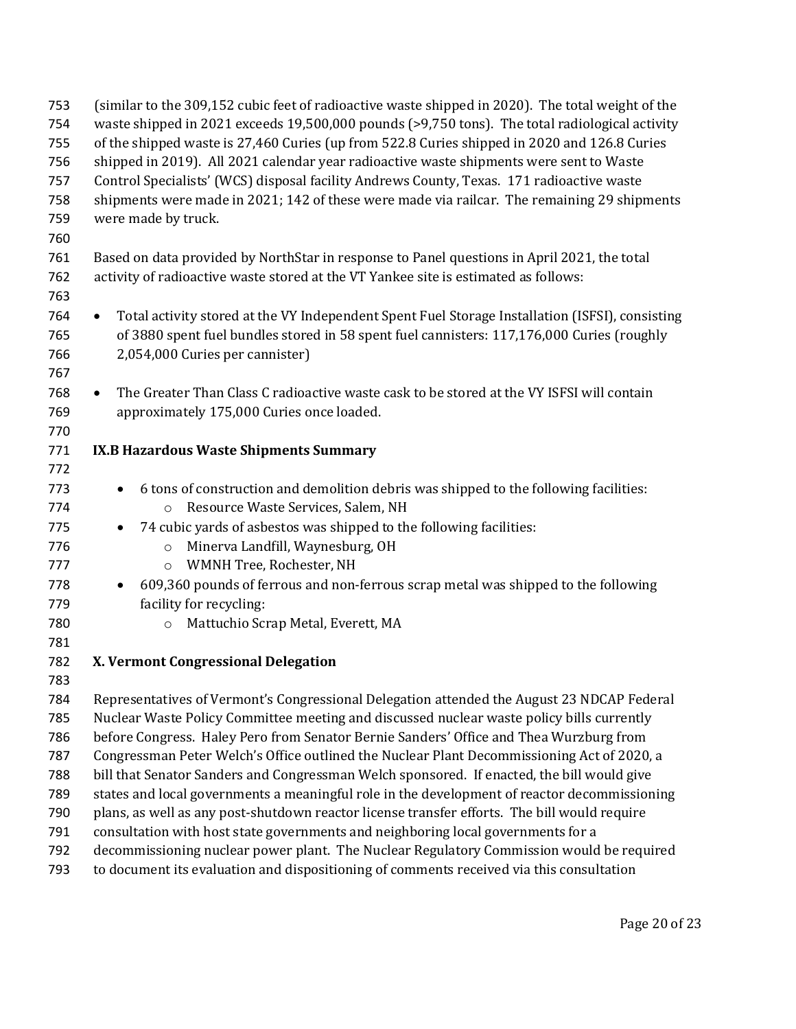(similar to the 309,152 cubic feet of radioactive waste shipped in 2020). The total weight of the waste shipped in 2021 exceeds 19,500,000 pounds (>9,750 tons). The total radiological activity of the shipped waste is 27,460 Curies (up from 522.8 Curies shipped in 2020 and 126.8 Curies shipped in 2019). All 2021 calendar year radioactive waste shipments were sent to Waste Control Specialists' (WCS) disposal facility Andrews County, Texas. 171 radioactive waste shipments were made in 2021; 142 of these were made via railcar. The remaining 29 shipments were made by truck.

Based on data provided by NorthStar in response to Panel questions in April 2021, the total activity of radioactive waste stored at the VT Yankee site is estimated as follows:

- Total activity stored at the VY Independent Spent Fuel Storage Installation (ISFSI), consisting of 3880 spent fuel bundles stored in 58 spent fuel cannisters: 117,176,000 Curies (roughly 2,054,000 Curies per cannister)

- The Greater Than Class C radioactive waste cask to be stored at the VY ISFSI will contain approximately 175,000 Curies once loaded.

## IX.B Hazardous Waste Shipments Summary

- 6 tons of construction and demolition debris was shipped to the following facilities:
  - Resource Waste Services, Salem, NH
- 74 cubic yards of asbestos was shipped to the following facilities:
  - Minerva Landfill, Waynesburg, OH
  - WMNH Tree, Rochester, NH
- 609,360 pounds of ferrous and non-ferrous scrap metal was shipped to the following facility for recycling:
  - Mattuchio Scrap Metal, Everett, MA

## X. Vermont Congressional Delegation

Representatives of Vermont's Congressional Delegation attended the August 23 NDCAP Federal Nuclear Waste Policy Committee meeting and discussed nuclear waste policy bills currently before Congress. Haley Pero from Senator Bernie Sanders' Office and Thea Wurzburg from Congressman Peter Welch's Office outlined the Nuclear Plant Decommissioning Act of 2020, a bill that Senator Sanders and Congressman Welch sponsored. If enacted, the bill would give states and local governments a meaningful role in the development of reactor decommissioning plans, as well as any post-shutdown reactor license transfer efforts. The bill would require consultation with host state governments and neighboring local governments for a decommissioning nuclear power plant. The Nuclear Regulatory Commission would be required to document its evaluation and dispositioning of comments received via this consultation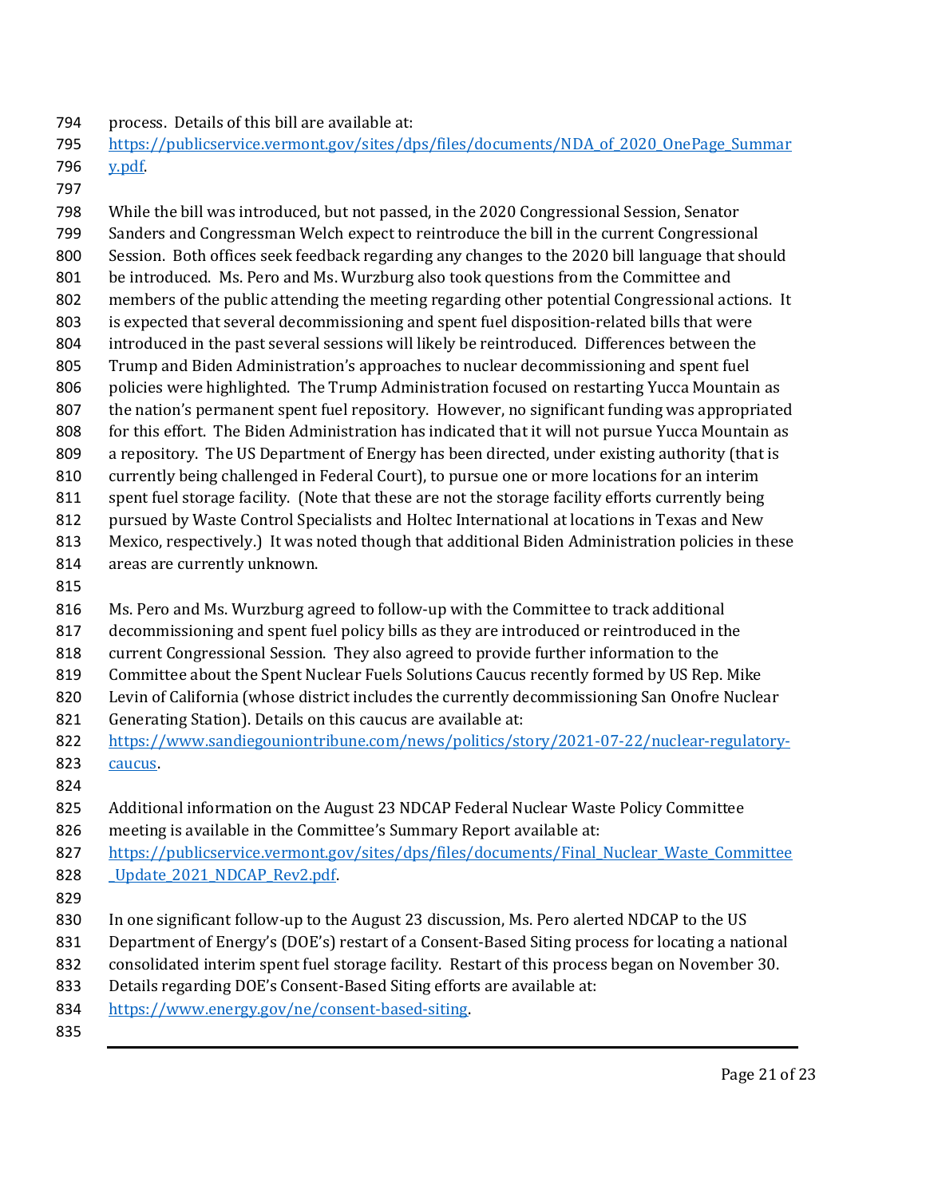process. Details of this bill are available at: https://publicservice.vermont.gov/sites/dps/files/documents/NDA_of_2020_OnePage_Summary.pdf.

While the bill was introduced, but not passed, in the 2020 Congressional Session, Senator Sanders and Congressman Welch expect to reintroduce the bill in the current Congressional Session. Both offices seek feedback regarding any changes to the 2020 bill language that should be introduced. Ms. Pero and Ms. Wurzburg also took questions from the Committee and members of the public attending the meeting regarding other potential Congressional actions. It is expected that several decommissioning and spent fuel disposition-related bills that were introduced in the past several sessions will likely be reintroduced. Differences between the Trump and Biden Administration's approaches to nuclear decommissioning and spent fuel policies were highlighted. The Trump Administration focused on restarting Yucca Mountain as the nation's permanent spent fuel repository. However, no significant funding was appropriated for this effort. The Biden Administration has indicated that it will not pursue Yucca Mountain as a repository. The US Department of Energy has been directed, under existing authority (that is currently being challenged in Federal Court), to pursue one or more locations for an interim spent fuel storage facility. (Note that these are not the storage facility efforts currently being pursued by Waste Control Specialists and Holtec International at locations in Texas and New Mexico, respectively.) It was noted though that additional Biden Administration policies in these areas are currently unknown.

Ms. Pero and Ms. Wurzburg agreed to follow-up with the Committee to track additional decommissioning and spent fuel policy bills as they are introduced or reintroduced in the current Congressional Session. They also agreed to provide further information to the Committee about the Spent Nuclear Fuels Solutions Caucus recently formed by US Rep. Mike Levin of California (whose district includes the currently decommissioning San Onofre Nuclear Generating Station). Details on this caucus are available at: https://www.sandiegouniontribune.com/news/politics/story/2021-07-22/nuclear-regulatory-caucus.

Additional information on the August 23 NDCAP Federal Nuclear Waste Policy Committee meeting is available in the Committee's Summary Report available at: https://publicservice.vermont.gov/sites/dps/files/documents/Final_Nuclear_Waste_Committee_Update_2021_NDCAP_Rev2.pdf.

In one significant follow-up to the August 23 discussion, Ms. Pero alerted NDCAP to the US Department of Energy's (DOE's) restart of a Consent-Based Siting process for locating a national consolidated interim spent fuel storage facility. Restart of this process began on November 30. Details regarding DOE's Consent-Based Siting efforts are available at: https://www.energy.gov/ne/consent-based-siting.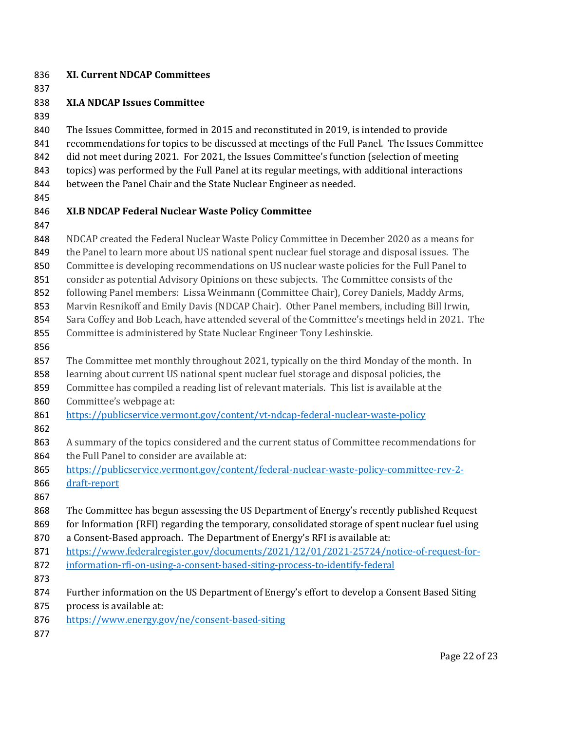## XI. Current NDCAP Committees

### XI.A NDCAP Issues Committee

The Issues Committee, formed in 2015 and reconstituted in 2019, is intended to provide recommendations for topics to be discussed at meetings of the Full Panel. The Issues Committee did not meet during 2021. For 2021, the Issues Committee's function (selection of meeting topics) was performed by the Full Panel at its regular meetings, with additional interactions between the Panel Chair and the State Nuclear Engineer as needed.

### XI.B NDCAP Federal Nuclear Waste Policy Committee

NDCAP created the Federal Nuclear Waste Policy Committee in December 2020 as a means for the Panel to learn more about US national spent nuclear fuel storage and disposal issues. The Committee is developing recommendations on US nuclear waste policies for the Full Panel to consider as potential Advisory Opinions on these subjects. The Committee consists of the following Panel members: Lissa Weinmann (Committee Chair), Corey Daniels, Maddy Arms, Marvin Resnikoff and Emily Davis (NDCAP Chair). Other Panel members, including Bill Irwin, Sara Coffey and Bob Leach, have attended several of the Committee's meetings held in 2021. The Committee is administered by State Nuclear Engineer Tony Leshinskie.

The Committee met monthly throughout 2021, typically on the third Monday of the month. In learning about current US national spent nuclear fuel storage and disposal policies, the Committee has compiled a reading list of relevant materials. This list is available at the Committee's webpage at:
https://publicservice.vermont.gov/content/vt-ndcap-federal-nuclear-waste-policy

A summary of the topics considered and the current status of Committee recommendations for the Full Panel to consider are available at:
https://publicservice.vermont.gov/content/federal-nuclear-waste-policy-committee-rev-2-draft-report

The Committee has begun assessing the US Department of Energy's recently published Request for Information (RFI) regarding the temporary, consolidated storage of spent nuclear fuel using a Consent-Based approach. The Department of Energy's RFI is available at:
https://www.federalregister.gov/documents/2021/12/01/2021-25724/notice-of-request-for-information-rfi-on-using-a-consent-based-siting-process-to-identify-federal

Further information on the US Department of Energy's effort to develop a Consent Based Siting process is available at:
https://www.energy.gov/ne/consent-based-siting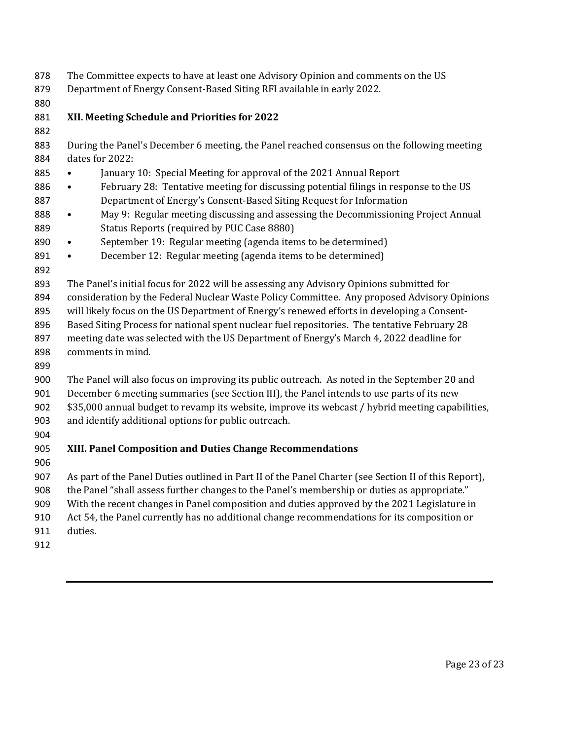The Committee expects to have at least one Advisory Opinion and comments on the US Department of Energy Consent-Based Siting RFI available in early 2022.

## XII. Meeting Schedule and Priorities for 2022

During the Panel's December 6 meeting, the Panel reached consensus on the following meeting dates for 2022:

- January 10: Special Meeting for approval of the 2021 Annual Report
- February 28: Tentative meeting for discussing potential filings in response to the US Department of Energy's Consent-Based Siting Request for Information
- May 9: Regular meeting discussing and assessing the Decommissioning Project Annual Status Reports (required by PUC Case 8880)
- September 19: Regular meeting (agenda items to be determined)
- December 12: Regular meeting (agenda items to be determined)

The Panel's initial focus for 2022 will be assessing any Advisory Opinions submitted for consideration by the Federal Nuclear Waste Policy Committee. Any proposed Advisory Opinions will likely focus on the US Department of Energy's renewed efforts in developing a Consent-Based Siting Process for national spent nuclear fuel repositories. The tentative February 28 meeting date was selected with the US Department of Energy's March 4, 2022 deadline for comments in mind.

The Panel will also focus on improving its public outreach. As noted in the September 20 and December 6 meeting summaries (see Section III), the Panel intends to use parts of its new $35,000 annual budget to revamp its website, improve its webcast / hybrid meeting capabilities, and identify additional options for public outreach.

## XIII. Panel Composition and Duties Change Recommendations

As part of the Panel Duties outlined in Part II of the Panel Charter (see Section II of this Report), the Panel "shall assess further changes to the Panel's membership or duties as appropriate." With the recent changes in Panel composition and duties approved by the 2021 Legislature in Act 54, the Panel currently has no additional change recommendations for its composition or duties.